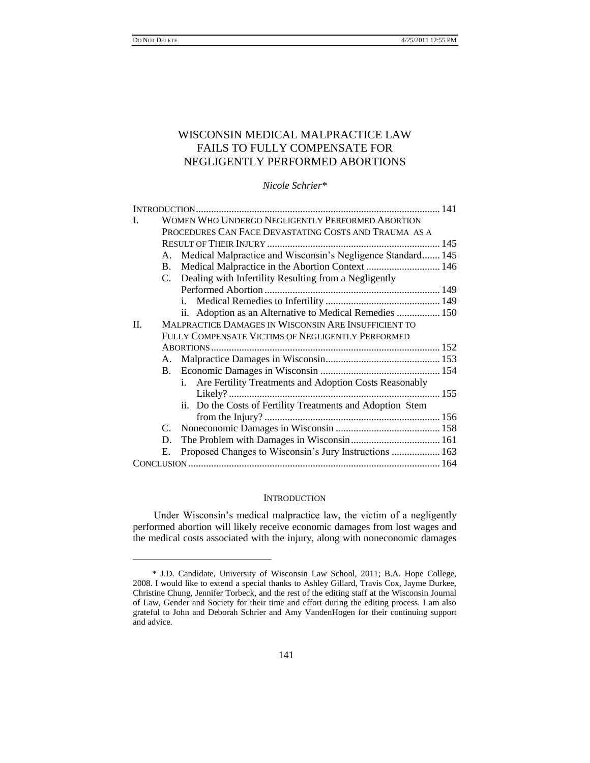# WISCONSIN MEDICAL MALPRACTICE LAW FAILS TO FULLY COMPENSATE FOR NEGLIGENTLY PERFORMED ABORTIONS

*Nicole Schrier\**

| | | |
|---|---|---|
| INTRODUCTION | | 141 |
| I. | WOMEN WHO UNDERGO NEGLIGENTLY PERFORMED ABORTION PROCEDURES CAN FACE DEVASTATING COSTS AND TRAUMA AS A RESULT OF THEIR INJURY | 145 |
| | A. Medical Malpractice and Wisconsin's Negligence Standard | 145 |
| | B. Medical Malpractice in the Abortion Context | 146 |
| | C. Dealing with Infertility Resulting from a Negligently Performed Abortion | 149 |
| | i. Medical Remedies to Infertility | 149 |
| | ii. Adoption as an Alternative to Medical Remedies | 150 |
| II. | MALPRACTICE DAMAGES IN WISCONSIN ARE INSUFFICIENT TO FULLY COMPENSATE VICTIMS OF NEGLIGENTLY PERFORMED ABORTIONS | 152 |
| | A. Malpractice Damages in Wisconsin | 153 |
| | B. Economic Damages in Wisconsin | 154 |
| | i. Are Fertility Treatments and Adoption Costs Reasonably Likely? | 155 |
| | ii. Do the Costs of Fertility Treatments and Adoption Stem from the Injury? | 156 |
| | C. Noneconomic Damages in Wisconsin | 158 |
| | D. The Problem with Damages in Wisconsin | 161 |
| | E. Proposed Changes to Wisconsin's Jury Instructions | 163 |
| CONCLUSION | | 164 |

## INTRODUCTION

Under Wisconsin's medical malpractice law, the victim of a negligently performed abortion will likely receive economic damages from lost wages and the medical costs associated with the injury, along with noneconomic damages

---

\* J.D. Candidate, University of Wisconsin Law School, 2011; B.A. Hope College, 2008. I would like to extend a special thanks to Ashley Gillard, Travis Cox, Jayme Durkee, Christine Chung, Jennifer Torbeck, and the rest of the editing staff at the Wisconsin Journal of Law, Gender and Society for their time and effort during the editing process. I am also grateful to John and Deborah Schrier and Amy VandenHogen for their continuing support and advice.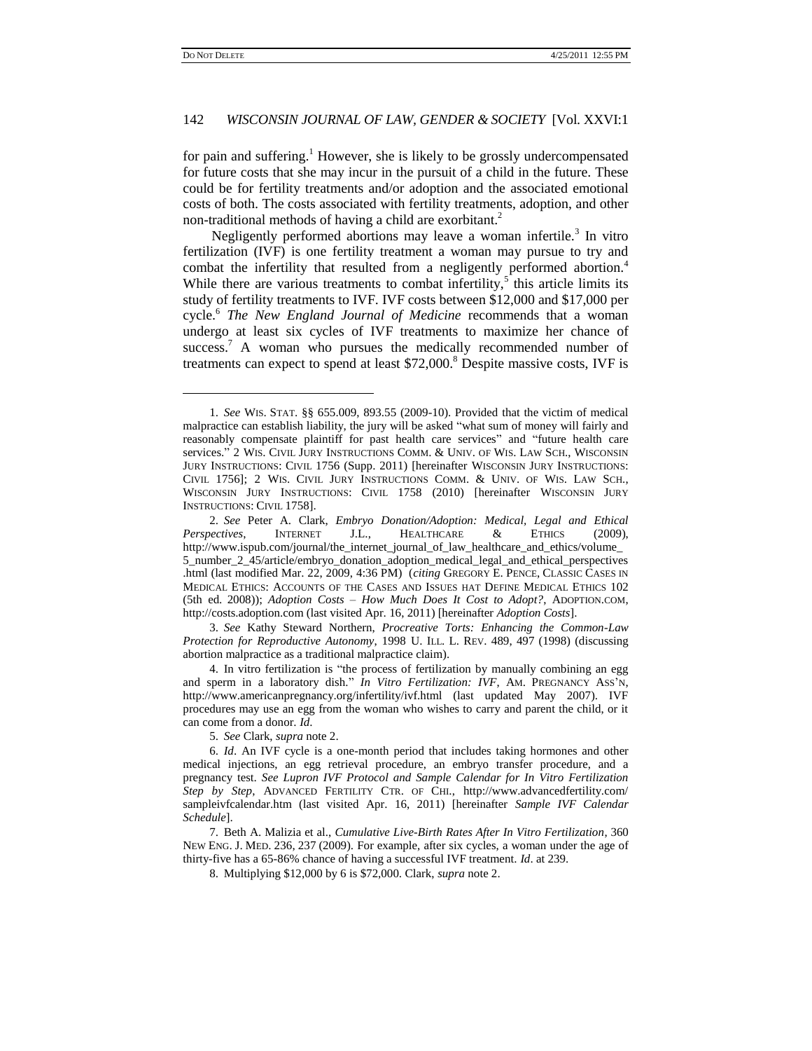for pain and suffering.[1] However, she is likely to be grossly undercompensated for future costs that she may incur in the pursuit of a child in the future. These could be for fertility treatments and/or adoption and the associated emotional costs of both. The costs associated with fertility treatments, adoption, and other non-traditional methods of having a child are exorbitant.[2]

Negligently performed abortions may leave a woman infertile.[3] In vitro fertilization (IVF) is one fertility treatment a woman may pursue to try and combat the infertility that resulted from a negligently performed abortion.[4] While there are various treatments to combat infertility,[5] this article limits its study of fertility treatments to IVF. IVF costs between $12,000 and $17,000 per cycle.[6] *The New England Journal of Medicine* recommends that a woman undergo at least six cycles of IVF treatments to maximize her chance of success.[7] A woman who pursues the medically recommended number of treatments can expect to spend at least $72,000.[8] Despite massive costs, IVF is

---

1. *See* WIS. STAT. §§ 655.009, 893.55 (2009-10). Provided that the victim of medical malpractice can establish liability, the jury will be asked "what sum of money will fairly and reasonably compensate plaintiff for past health care services" and "future health care services." 2 WIS. CIVIL JURY INSTRUCTIONS COMM. & UNIV. OF WIS. LAW SCH., WISCONSIN JURY INSTRUCTIONS: CIVIL 1756 (Supp. 2011) [hereinafter WISCONSIN JURY INSTRUCTIONS: CIVIL 1756]; 2 WIS. CIVIL JURY INSTRUCTIONS COMM. & UNIV. OF WIS. LAW SCH., WISCONSIN JURY INSTRUCTIONS: CIVIL 1758 (2010) [hereinafter WISCONSIN JURY INSTRUCTIONS: CIVIL 1758].

2. *See* Peter A. Clark, *Embryo Donation/Adoption: Medical, Legal and Ethical Perspectives*, INTERNET J.L., HEALTHCARE & ETHICS (2009), http://www.ispub.com/journal/the_internet_journal_of_law_healthcare_and_ethics/volume_5_number_2_45/article/embryo_donation_adoption_medical_legal_and_ethical_perspectives.html (last modified Mar. 22, 2009, 4:36 PM) (*citing* GREGORY E. PENCE, CLASSIC CASES IN MEDICAL ETHICS: ACCOUNTS OF THE CASES AND ISSUES HAT DEFINE MEDICAL ETHICS 102 (5th ed. 2008)); *Adoption Costs – How Much Does It Cost to Adopt?*, ADOPTION.COM, http://costs.adoption.com (last visited Apr. 16, 2011) [hereinafter *Adoption Costs*].

3. *See* Kathy Steward Northern, *Procreative Torts: Enhancing the Common-Law Protection for Reproductive Autonomy*, 1998 U. ILL. L. REV. 489, 497 (1998) (discussing abortion malpractice as a traditional malpractice claim).

4. In vitro fertilization is "the process of fertilization by manually combining an egg and sperm in a laboratory dish." *In Vitro Fertilization: IVF*, AM. PREGNANCY ASS'N, http://www.americanpregnancy.org/infertility/ivf.html (last updated May 2007). IVF procedures may use an egg from the woman who wishes to carry and parent the child, or it can come from a donor. *Id*.

5. *See* Clark, *supra* note 2.

6. *Id*. An IVF cycle is a one-month period that includes taking hormones and other medical injections, an egg retrieval procedure, an embryo transfer procedure, and a pregnancy test. *See Lupron IVF Protocol and Sample Calendar for In Vitro Fertilization Step by Step*, ADVANCED FERTILITY CTR. OF CHI., http://www.advancedfertility.com/sampleivfcalendar.htm (last visited Apr. 16, 2011) [hereinafter *Sample IVF Calendar Schedule*].

7. Beth A. Malizia et al., *Cumulative Live-Birth Rates After In Vitro Fertilization*, 360 NEW ENG. J. MED. 236, 237 (2009). For example, after six cycles, a woman under the age of thirty-five has a 65-86% chance of having a successful IVF treatment. *Id*. at 239.

8. Multiplying $12,000 by 6 is $72,000. Clark, *supra* note 2.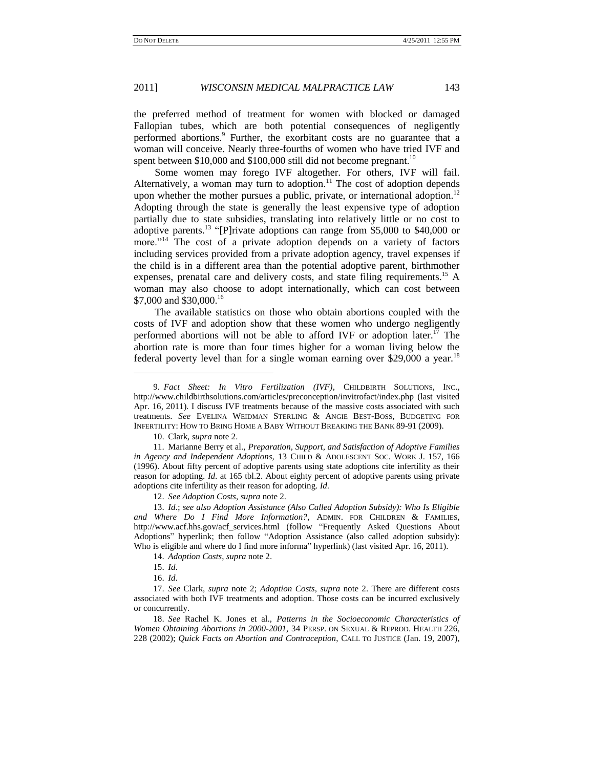the preferred method of treatment for women with blocked or damaged Fallopian tubes, which are both potential consequences of negligently performed abortions.[9] Further, the exorbitant costs are no guarantee that a woman will conceive. Nearly three-fourths of women who have tried IVF and spent between $10,000 and $100,000 still did not become pregnant.[10]

Some women may forego IVF altogether. For others, IVF will fail. Alternatively, a woman may turn to adoption.[11] The cost of adoption depends upon whether the mother pursues a public, private, or international adoption.[12] Adopting through the state is generally the least expensive type of adoption partially due to state subsidies, translating into relatively little or no cost to adoptive parents.[13] "[P]rivate adoptions can range from $5,000 to $40,000 or more."[14] The cost of a private adoption depends on a variety of factors including services provided from a private adoption agency, travel expenses if the child is in a different area than the potential adoptive parent, birthmother expenses, prenatal care and delivery costs, and state filing requirements.[15] A woman may also choose to adopt internationally, which can cost between $7,000 and $30,000.[16]

The available statistics on those who obtain abortions coupled with the costs of IVF and adoption show that these women who undergo negligently performed abortions will not be able to afford IVF or adoption later.[17] The abortion rate is more than four times higher for a woman living below the federal poverty level than for a single woman earning over $29,000 a year.[18]

---

9. *Fact Sheet: In Vitro Fertilization (IVF)*, CHILDBIRTH SOLUTIONS, INC., http://www.childbirthsolutions.com/articles/preconception/invitrofact/index.php (last visited Apr. 16, 2011). I discuss IVF treatments because of the massive costs associated with such treatments. *See* EVELINA WEIDMAN STERLING & ANGIE BEST-BOSS, BUDGETING FOR INFERTILITY: HOW TO BRING HOME A BABY WITHOUT BREAKING THE BANK 89-91 (2009).

10. Clark, *supra* note 2.

11. Marianne Berry et al., *Preparation, Support, and Satisfaction of Adoptive Families in Agency and Independent Adoptions*, 13 CHILD & ADOLESCENT SOC. WORK J. 157, 166 (1996). About fifty percent of adoptive parents using state adoptions cite infertility as their reason for adopting. *Id.* at 165 tbl.2. About eighty percent of adoptive parents using private adoptions cite infertility as their reason for adopting. *Id*.

12. *See Adoption Costs*, *supra* note 2.

13. *Id*.; *see also Adoption Assistance (Also Called Adoption Subsidy): Who Is Eligible and Where Do I Find More Information?*, ADMIN. FOR CHILDREN & FAMILIES, http://www.acf.hhs.gov/acf_services.html (follow "Frequently Asked Questions About Adoptions" hyperlink; then follow "Adoption Assistance (also called adoption subsidy): Who is eligible and where do I find more informa" hyperlink) (last visited Apr. 16, 2011).

14. *Adoption Costs*, *supra* note 2.

15. *Id*.

16. *Id*.

17. *See* Clark, *supra* note 2; *Adoption Costs*, *supra* note 2. There are different costs associated with both IVF treatments and adoption. Those costs can be incurred exclusively or concurrently.

18. *See* Rachel K. Jones et al., *Patterns in the Socioeconomic Characteristics of Women Obtaining Abortions in 2000-2001*, 34 PERSP. ON SEXUAL & REPROD. HEALTH 226, 228 (2002); *Quick Facts on Abortion and Contraception*, CALL TO JUSTICE (Jan. 19, 2007),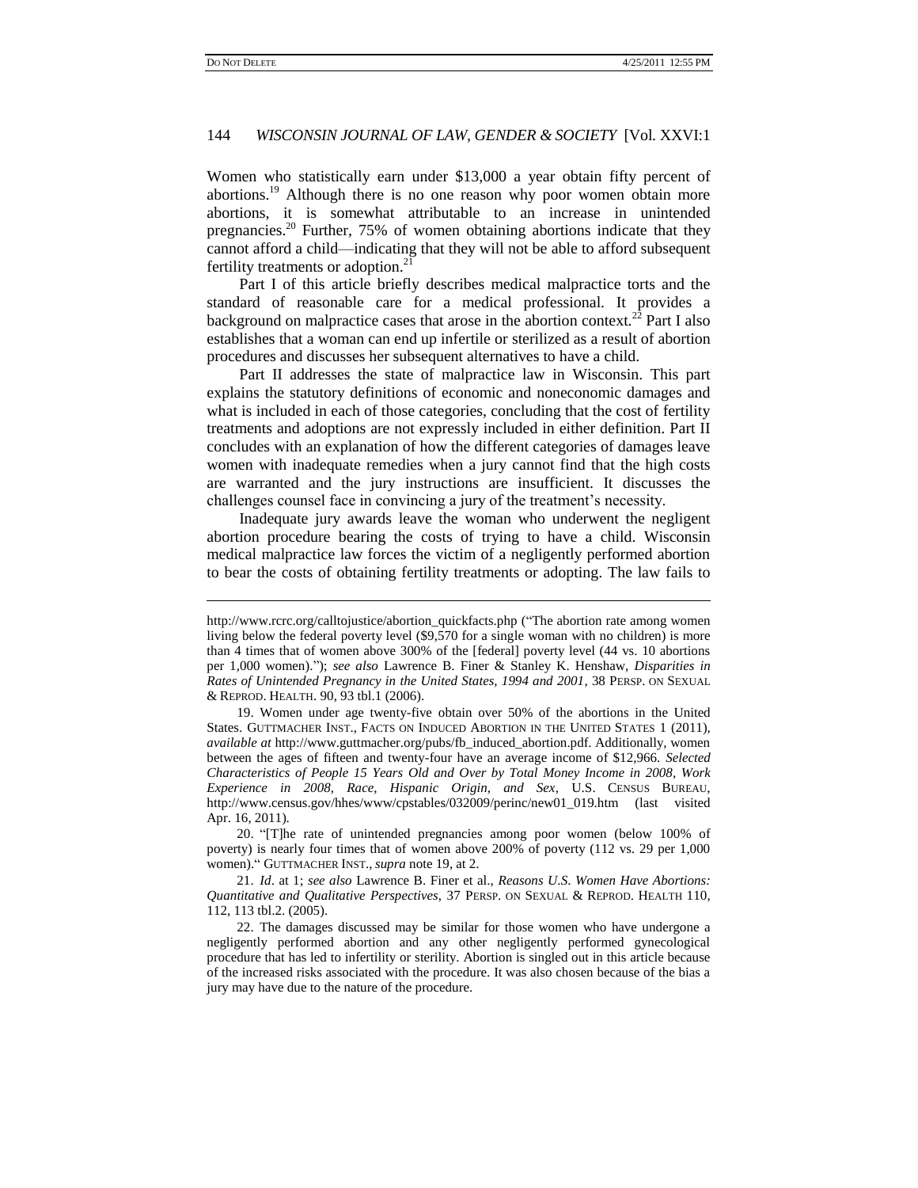Women who statistically earn under $13,000 a year obtain fifty percent of abortions.[19] Although there is no one reason why poor women obtain more abortions, it is somewhat attributable to an increase in unintended pregnancies.[20] Further, 75% of women obtaining abortions indicate that they cannot afford a child—indicating that they will not be able to afford subsequent fertility treatments or adoption.[21]

Part I of this article briefly describes medical malpractice torts and the standard of reasonable care for a medical professional. It provides a background on malpractice cases that arose in the abortion context.[22] Part I also establishes that a woman can end up infertile or sterilized as a result of abortion procedures and discusses her subsequent alternatives to have a child.

Part II addresses the state of malpractice law in Wisconsin. This part explains the statutory definitions of economic and noneconomic damages and what is included in each of those categories, concluding that the cost of fertility treatments and adoptions are not expressly included in either definition. Part II concludes with an explanation of how the different categories of damages leave women with inadequate remedies when a jury cannot find that the high costs are warranted and the jury instructions are insufficient. It discusses the challenges counsel face in convincing a jury of the treatment's necessity.

Inadequate jury awards leave the woman who underwent the negligent abortion procedure bearing the costs of trying to have a child. Wisconsin medical malpractice law forces the victim of a negligently performed abortion to bear the costs of obtaining fertility treatments or adopting. The law fails to

---

http://www.rcrc.org/calltojustice/abortion_quickfacts.php ("The abortion rate among women living below the federal poverty level ($9,570 for a single woman with no children) is more than 4 times that of women above 300% of the [federal] poverty level (44 vs. 10 abortions per 1,000 women)."); *see also* Lawrence B. Finer & Stanley K. Henshaw, *Disparities in Rates of Unintended Pregnancy in the United States, 1994 and 2001*, 38 PERSP. ON SEXUAL & REPROD. HEALTH. 90, 93 tbl.1 (2006).

19. Women under age twenty-five obtain over 50% of the abortions in the United States. GUTTMACHER INST., FACTS ON INDUCED ABORTION IN THE UNITED STATES 1 (2011), *available at* http://www.guttmacher.org/pubs/fb_induced_abortion.pdf. Additionally, women between the ages of fifteen and twenty-four have an average income of $12,966. *Selected Characteristics of People 15 Years Old and Over by Total Money Income in 2008, Work Experience in 2008, Race, Hispanic Origin, and Sex*, U.S. CENSUS BUREAU, http://www.census.gov/hhes/www/cpstables/032009/perinc/new01_019.htm (last visited Apr. 16, 2011).

20. "[T]he rate of unintended pregnancies among poor women (below 100% of poverty) is nearly four times that of women above 200% of poverty (112 vs. 29 per 1,000 women)." GUTTMACHER INST., *supra* note 19, at 2.

21. *Id*. at 1; *see also* Lawrence B. Finer et al., *Reasons U.S. Women Have Abortions: Quantitative and Qualitative Perspectives*, 37 PERSP. ON SEXUAL & REPROD. HEALTH 110, 112, 113 tbl.2. (2005).

22. The damages discussed may be similar for those women who have undergone a negligently performed abortion and any other negligently performed gynecological procedure that has led to infertility or sterility. Abortion is singled out in this article because of the increased risks associated with the procedure. It was also chosen because of the bias a jury may have due to the nature of the procedure.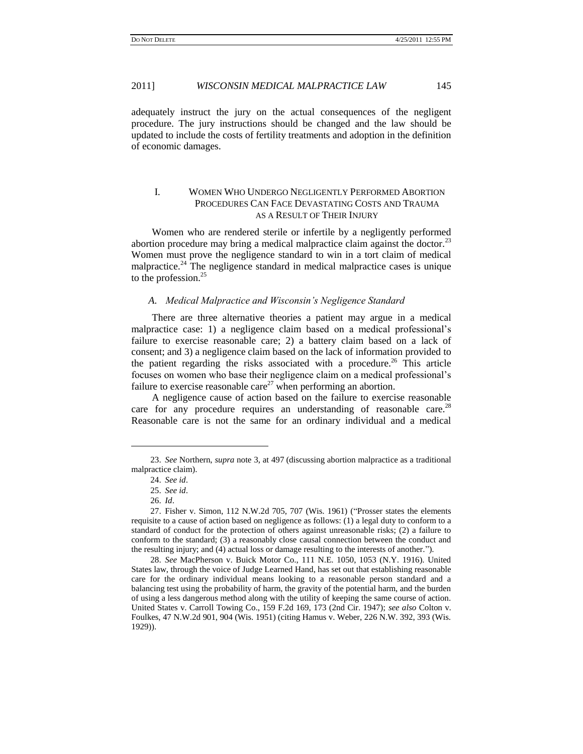adequately instruct the jury on the actual consequences of the negligent procedure. The jury instructions should be changed and the law should be updated to include the costs of fertility treatments and adoption in the definition of economic damages.

## I. WOMEN WHO UNDERGO NEGLIGENTLY PERFORMED ABORTION PROCEDURES CAN FACE DEVASTATING COSTS AND TRAUMA AS A RESULT OF THEIR INJURY

Women who are rendered sterile or infertile by a negligently performed abortion procedure may bring a medical malpractice claim against the doctor.[23] Women must prove the negligence standard to win in a tort claim of medical malpractice.[24] The negligence standard in medical malpractice cases is unique to the profession.[25]

### *A. Medical Malpractice and Wisconsin's Negligence Standard*

There are three alternative theories a patient may argue in a medical malpractice case: 1) a negligence claim based on a medical professional's failure to exercise reasonable care; 2) a battery claim based on a lack of consent; and 3) a negligence claim based on the lack of information provided to the patient regarding the risks associated with a procedure.[26] This article focuses on women who base their negligence claim on a medical professional's failure to exercise reasonable care[27] when performing an abortion.

A negligence cause of action based on the failure to exercise reasonable care for any procedure requires an understanding of reasonable care.[28] Reasonable care is not the same for an ordinary individual and a medical

---

23. *See* Northern, *supra* note 3, at 497 (discussing abortion malpractice as a traditional malpractice claim).

24. *See id*.

25. *See id*.

26. *Id*.

27. Fisher v. Simon, 112 N.W.2d 705, 707 (Wis. 1961) ("Prosser states the elements requisite to a cause of action based on negligence as follows: (1) a legal duty to conform to a standard of conduct for the protection of others against unreasonable risks; (2) a failure to conform to the standard; (3) a reasonably close causal connection between the conduct and the resulting injury; and (4) actual loss or damage resulting to the interests of another.").

28. *See* MacPherson v. Buick Motor Co., 111 N.E. 1050, 1053 (N.Y. 1916). United States law, through the voice of Judge Learned Hand, has set out that establishing reasonable care for the ordinary individual means looking to a reasonable person standard and a balancing test using the probability of harm, the gravity of the potential harm, and the burden of using a less dangerous method along with the utility of keeping the same course of action. United States v. Carroll Towing Co., 159 F.2d 169, 173 (2nd Cir. 1947); *see also* Colton v. Foulkes, 47 N.W.2d 901, 904 (Wis. 1951) (citing Hamus v. Weber, 226 N.W. 392, 393 (Wis. 1929)).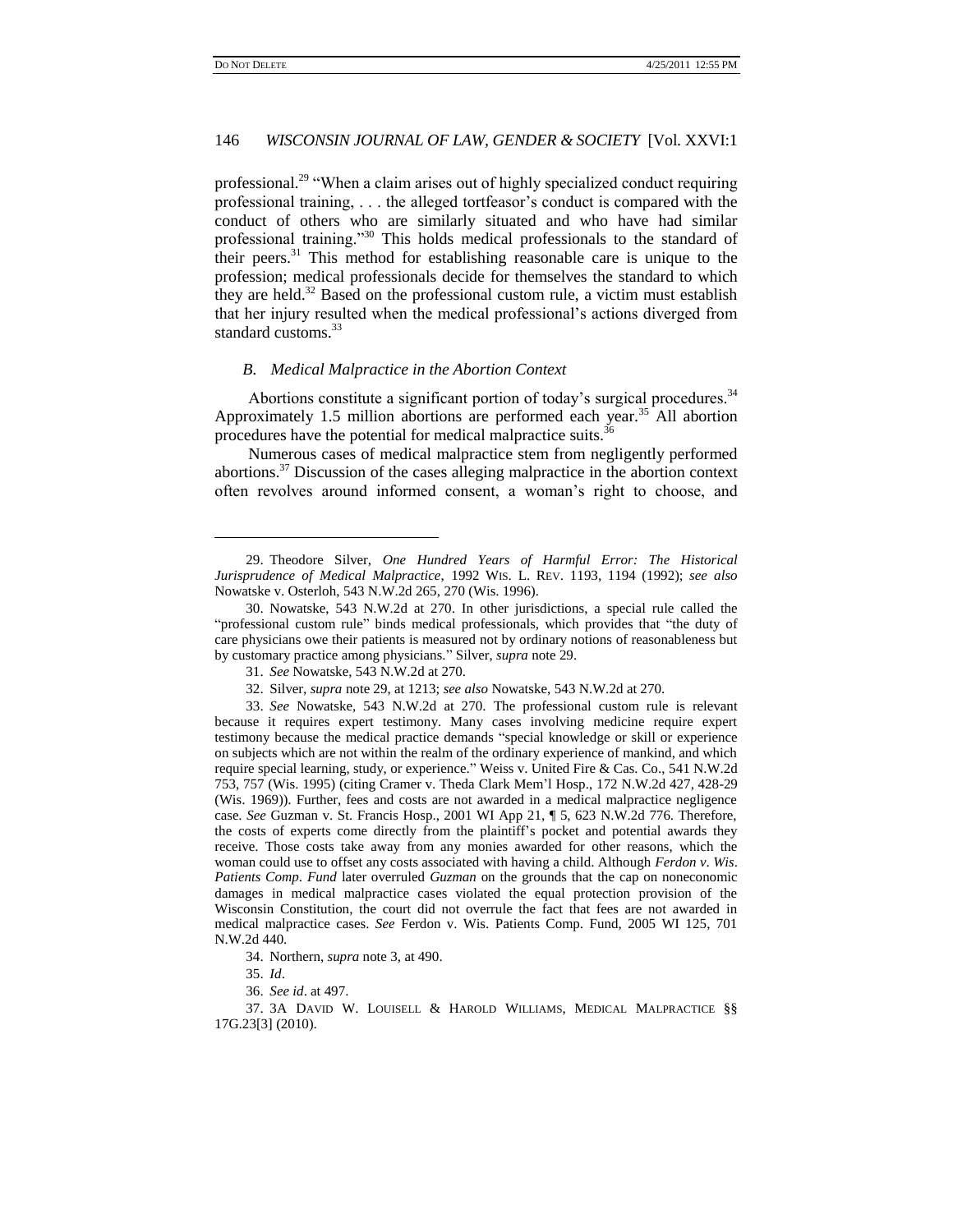professional.[29] "When a claim arises out of highly specialized conduct requiring professional training, . . . the alleged tortfeasor's conduct is compared with the conduct of others who are similarly situated and who have had similar professional training."[30] This holds medical professionals to the standard of their peers.[31] This method for establishing reasonable care is unique to the profession; medical professionals decide for themselves the standard to which they are held.[32] Based on the professional custom rule, a victim must establish that her injury resulted when the medical professional's actions diverged from standard customs.[33]

### *B. Medical Malpractice in the Abortion Context*

Abortions constitute a significant portion of today's surgical procedures.[34] Approximately 1.5 million abortions are performed each year.[35] All abortion procedures have the potential for medical malpractice suits.[36]

Numerous cases of medical malpractice stem from negligently performed abortions.[37] Discussion of the cases alleging malpractice in the abortion context often revolves around informed consent, a woman's right to choose, and

---

29. Theodore Silver, *One Hundred Years of Harmful Error: The Historical Jurisprudence of Medical Malpractice*, 1992 WIS. L. REV. 1193, 1194 (1992); *see also* Nowatske v. Osterloh, 543 N.W.2d 265, 270 (Wis. 1996).

30. Nowatske, 543 N.W.2d at 270. In other jurisdictions, a special rule called the "professional custom rule" binds medical professionals, which provides that "the duty of care physicians owe their patients is measured not by ordinary notions of reasonableness but by customary practice among physicians." Silver, *supra* note 29.

31. *See* Nowatske, 543 N.W.2d at 270.

32. Silver, *supra* note 29, at 1213; *see also* Nowatske, 543 N.W.2d at 270.

33. *See* Nowatske, 543 N.W.2d at 270. The professional custom rule is relevant because it requires expert testimony. Many cases involving medicine require expert testimony because the medical practice demands "special knowledge or skill or experience on subjects which are not within the realm of the ordinary experience of mankind, and which require special learning, study, or experience." Weiss v. United Fire & Cas. Co., 541 N.W.2d 753, 757 (Wis. 1995) (citing Cramer v. Theda Clark Mem'l Hosp., 172 N.W.2d 427, 428-29 (Wis. 1969)). Further, fees and costs are not awarded in a medical malpractice negligence case. *See* Guzman v. St. Francis Hosp., 2001 WI App 21, ¶ 5, 623 N.W.2d 776. Therefore, the costs of experts come directly from the plaintiff's pocket and potential awards they receive. Those costs take away from any monies awarded for other reasons, which the woman could use to offset any costs associated with having a child. Although *Ferdon v. Wis. Patients Comp. Fund* later overruled *Guzman* on the grounds that the cap on noneconomic damages in medical malpractice cases violated the equal protection provision of the Wisconsin Constitution, the court did not overrule the fact that fees are not awarded in medical malpractice cases. *See* Ferdon v. Wis. Patients Comp. Fund, 2005 WI 125, 701 N.W.2d 440.

34. Northern, *supra* note 3, at 490.

35. *Id*.

36. *See id*. at 497.

37. 3A DAVID W. LOUISELL & HAROLD WILLIAMS, MEDICAL MALPRACTICE §§ 17G.23[3] (2010).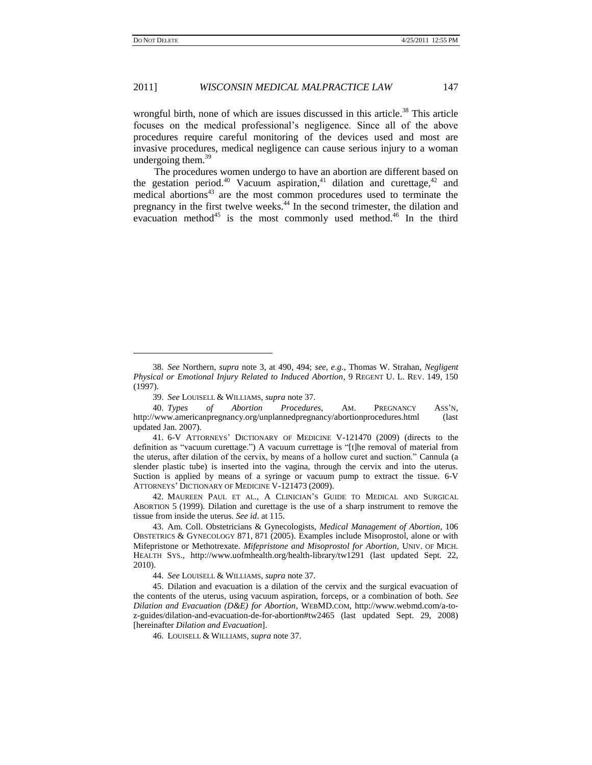wrongful birth, none of which are issues discussed in this article.[38] This article focuses on the medical professional's negligence. Since all of the above procedures require careful monitoring of the devices used and most are invasive procedures, medical negligence can cause serious injury to a woman undergoing them.[39]

The procedures women undergo to have an abortion are different based on the gestation period.[40] Vacuum aspiration,[41] dilation and curettage,[42] and medical abortions[43] are the most common procedures used to terminate the pregnancy in the first twelve weeks.[44] In the second trimester, the dilation and evacuation method[45] is the most commonly used method.[46] In the third

---

38. *See* Northern, *supra* note 3, at 490, 494; *see, e.g.*, Thomas W. Strahan, *Negligent Physical or Emotional Injury Related to Induced Abortion*, 9 REGENT U. L. REV. 149, 150 (1997).

39. *See* LOUISELL & WILLIAMS, *supra* note 37.

40. *Types of Abortion Procedures*, AM. PREGNANCY ASS'N, http://www.americanpregnancy.org/unplannedpregnancy/abortionprocedures.html (last updated Jan. 2007).

41. 6-V ATTORNEYS' DICTIONARY OF MEDICINE V-121470 (2009) (directs to the definition as "vacuum curettage.") A vacuum currettage is "[t]he removal of material from the uterus, after dilation of the cervix, by means of a hollow curet and suction." Cannula (a slender plastic tube) is inserted into the vagina, through the cervix and into the uterus. Suction is applied by means of a syringe or vacuum pump to extract the tissue. 6-V ATTORNEYS' DICTIONARY OF MEDICINE V-121473 (2009).

42. MAUREEN PAUL ET AL., A CLINICIAN'S GUIDE TO MEDICAL AND SURGICAL ABORTION 5 (1999). Dilation and curettage is the use of a sharp instrument to remove the tissue from inside the uterus. *See id*. at 115.

43. Am. Coll. Obstetricians & Gynecologists, *Medical Management of Abortion*, 106 OBSTETRICS & GYNECOLOGY 871, 871 (2005). Examples include Misoprostol, alone or with Mifepristone or Methotrexate. *Mifepristone and Misoprostol for Abortion*, UNIV. OF MICH. HEALTH SYS., http://www.uofmhealth.org/health-library/tw1291 (last updated Sept. 22, 2010).

44. *See* LOUISELL & WILLIAMS, *supra* note 37.

45. Dilation and evacuation is a dilation of the cervix and the surgical evacuation of the contents of the uterus, using vacuum aspiration, forceps, or a combination of both. *See Dilation and Evacuation (D&E) for Abortion*, WEBMD.COM, http://www.webmd.com/a-to-z-guides/dilation-and-evacuation-de-for-abortion#tw2465 (last updated Sept. 29, 2008) [hereinafter *Dilation and Evacuation*].

46. LOUISELL & WILLIAMS, *supra* note 37.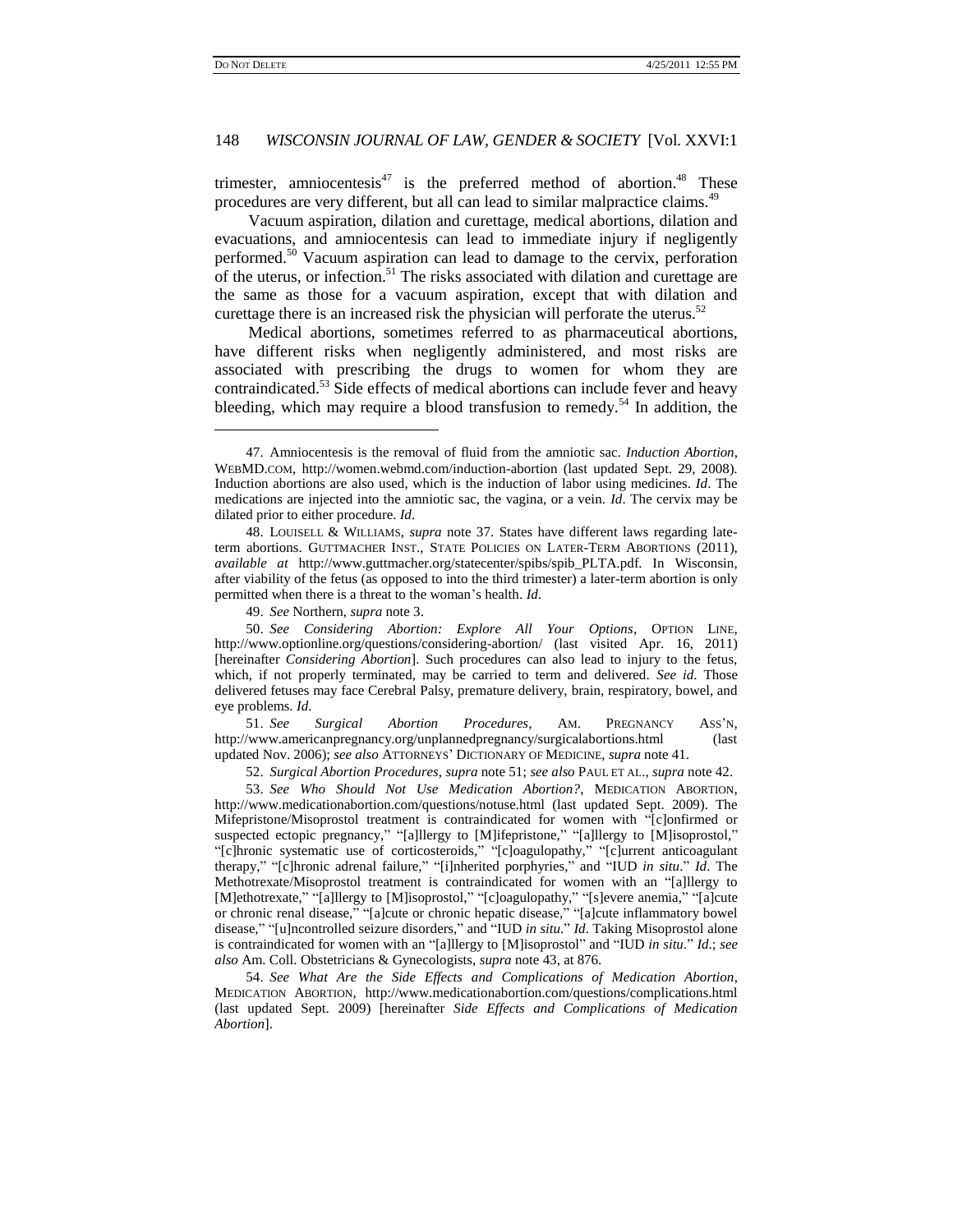trimester, amniocentesis[47] is the preferred method of abortion.[48] These procedures are very different, but all can lead to similar malpractice claims.[49]

Vacuum aspiration, dilation and curettage, medical abortions, dilation and evacuations, and amniocentesis can lead to immediate injury if negligently performed.[50] Vacuum aspiration can lead to damage to the cervix, perforation of the uterus, or infection.[51] The risks associated with dilation and curettage are the same as those for a vacuum aspiration, except that with dilation and curettage there is an increased risk the physician will perforate the uterus.[52]

Medical abortions, sometimes referred to as pharmaceutical abortions, have different risks when negligently administered, and most risks are associated with prescribing the drugs to women for whom they are contraindicated.[53] Side effects of medical abortions can include fever and heavy bleeding, which may require a blood transfusion to remedy.[54] In addition, the

---

47. Amniocentesis is the removal of fluid from the amniotic sac. *Induction Abortion*, WEBMD.COM, http://women.webmd.com/induction-abortion (last updated Sept. 29, 2008). Induction abortions are also used, which is the induction of labor using medicines. *Id*. The medications are injected into the amniotic sac, the vagina, or a vein. *Id*. The cervix may be dilated prior to either procedure. *Id*.

48. LOUISELL & WILLIAMS, *supra* note 37. States have different laws regarding late-term abortions. GUTTMACHER INST., STATE POLICIES ON LATER-TERM ABORTIONS (2011), *available at* http://www.guttmacher.org/statecenter/spibs/spib_PLTA.pdf. In Wisconsin, after viability of the fetus (as opposed to into the third trimester) a later-term abortion is only permitted when there is a threat to the woman's health. *Id*.

49. *See* Northern, *supra* note 3.

50. *See Considering Abortion: Explore All Your Options*, OPTION LINE, http://www.optionline.org/questions/considering-abortion/ (last visited Apr. 16, 2011) [hereinafter *Considering Abortion*]. Such procedures can also lead to injury to the fetus, which, if not properly terminated, may be carried to term and delivered. *See id*. Those delivered fetuses may face Cerebral Palsy, premature delivery, brain, respiratory, bowel, and eye problems. *Id*.

51. *See Surgical Abortion Procedures*, AM. PREGNANCY ASS'N, http://www.americanpregnancy.org/unplannedpregnancy/surgicalabortions.html (last updated Nov. 2006); *see also* ATTORNEYS' DICTIONARY OF MEDICINE, *supra* note 41.

52. *Surgical Abortion Procedures*, *supra* note 51; *see also* PAUL ET AL., *supra* note 42.

53. *See Who Should Not Use Medication Abortion?*, MEDICATION ABORTION, http://www.medicationabortion.com/questions/notuse.html (last updated Sept. 2009). The Mifepristone/Misoprostol treatment is contraindicated for women with "[c]onfirmed or suspected ectopic pregnancy," "[a]llergy to [M]ifepristone," "[a]llergy to [M]isoprostol," "[c]hronic systematic use of corticosteroids," "[c]oagulopathy," "[c]urrent anticoagulant therapy," "[c]hronic adrenal failure," "[i]nherited porphyries," and "IUD *in situ*." *Id*. The Methotrexate/Misoprostol treatment is contraindicated for women with an "[a]llergy to [M]ethotrexate," "[a]llergy to [M]isoprostol," "[c]oagulopathy," "[s]evere anemia," "[a]cute or chronic renal disease," "[a]cute or chronic hepatic disease," "[a]cute inflammatory bowel disease," "[u]ncontrolled seizure disorders," and "IUD *in situ*." *Id*. Taking Misoprostol alone is contraindicated for women with an "[a]llergy to [M]isoprostol" and "IUD *in situ*." *Id*.; *see also* Am. Coll. Obstetricians & Gynecologists, *supra* note 43, at 876.

54. *See What Are the Side Effects and Complications of Medication Abortion*, MEDICATION ABORTION, http://www.medicationabortion.com/questions/complications.html (last updated Sept. 2009) [hereinafter *Side Effects and Complications of Medication Abortion*].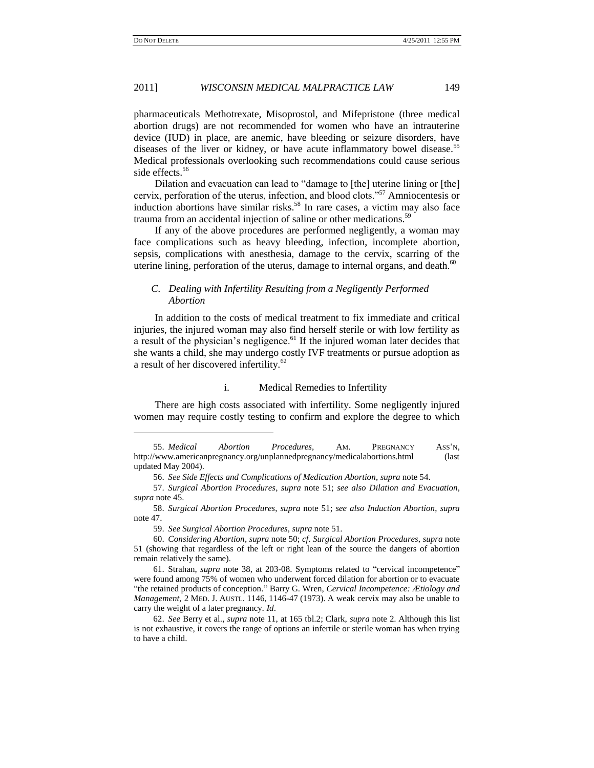pharmaceuticals Methotrexate, Misoprostol, and Mifepristone (three medical abortion drugs) are not recommended for women who have an intrauterine device (IUD) in place, are anemic, have bleeding or seizure disorders, have diseases of the liver or kidney, or have acute inflammatory bowel disease.[55] Medical professionals overlooking such recommendations could cause serious side effects.[56]

Dilation and evacuation can lead to "damage to [the] uterine lining or [the] cervix, perforation of the uterus, infection, and blood clots."[57] Amniocentesis or induction abortions have similar risks.[58] In rare cases, a victim may also face trauma from an accidental injection of saline or other medications.[59]

If any of the above procedures are performed negligently, a woman may face complications such as heavy bleeding, infection, incomplete abortion, sepsis, complications with anesthesia, damage to the cervix, scarring of the uterine lining, perforation of the uterus, damage to internal organs, and death.[60]

### *C. Dealing with Infertility Resulting from a Negligently Performed Abortion*

In addition to the costs of medical treatment to fix immediate and critical injuries, the injured woman may also find herself sterile or with low fertility as a result of the physician's negligence.[61] If the injured woman later decides that she wants a child, she may undergo costly IVF treatments or pursue adoption as a result of her discovered infertility.[62]

#### i. Medical Remedies to Infertility

There are high costs associated with infertility. Some negligently injured women may require costly testing to confirm and explore the degree to which

---

55. *Medical Abortion Procedures*, AM. PREGNANCY ASS'N, http://www.americanpregnancy.org/unplannedpregnancy/medicalabortions.html (last updated May 2004).

56. *See Side Effects and Complications of Medication Abortion*, *supra* note 54.

57. *Surgical Abortion Procedures*, *supra* note 51; *see also Dilation and Evacuation*, *supra* note 45.

58. *Surgical Abortion Procedures*, *supra* note 51; *see also Induction Abortion*, *supra* note 47.

59. *See Surgical Abortion Procedures*, *supra* note 51.

60. *Considering Abortion*, *supra* note 50; *cf*. *Surgical Abortion Procedures*, *supra* note 51 (showing that regardless of the left or right lean of the source the dangers of abortion remain relatively the same).

61. Strahan, *supra* note 38, at 203-08. Symptoms related to "cervical incompetence" were found among 75% of women who underwent forced dilation for abortion or to evacuate "the retained products of conception." Barry G. Wren, *Cervical Incompetence: Ætiology and Management*, 2 MED. J. AUSTL. 1146, 1146-47 (1973). A weak cervix may also be unable to carry the weight of a later pregnancy. *Id*.

62. *See* Berry et al., *supra* note 11, at 165 tbl.2; Clark, *supra* note 2. Although this list is not exhaustive, it covers the range of options an infertile or sterile woman has when trying to have a child.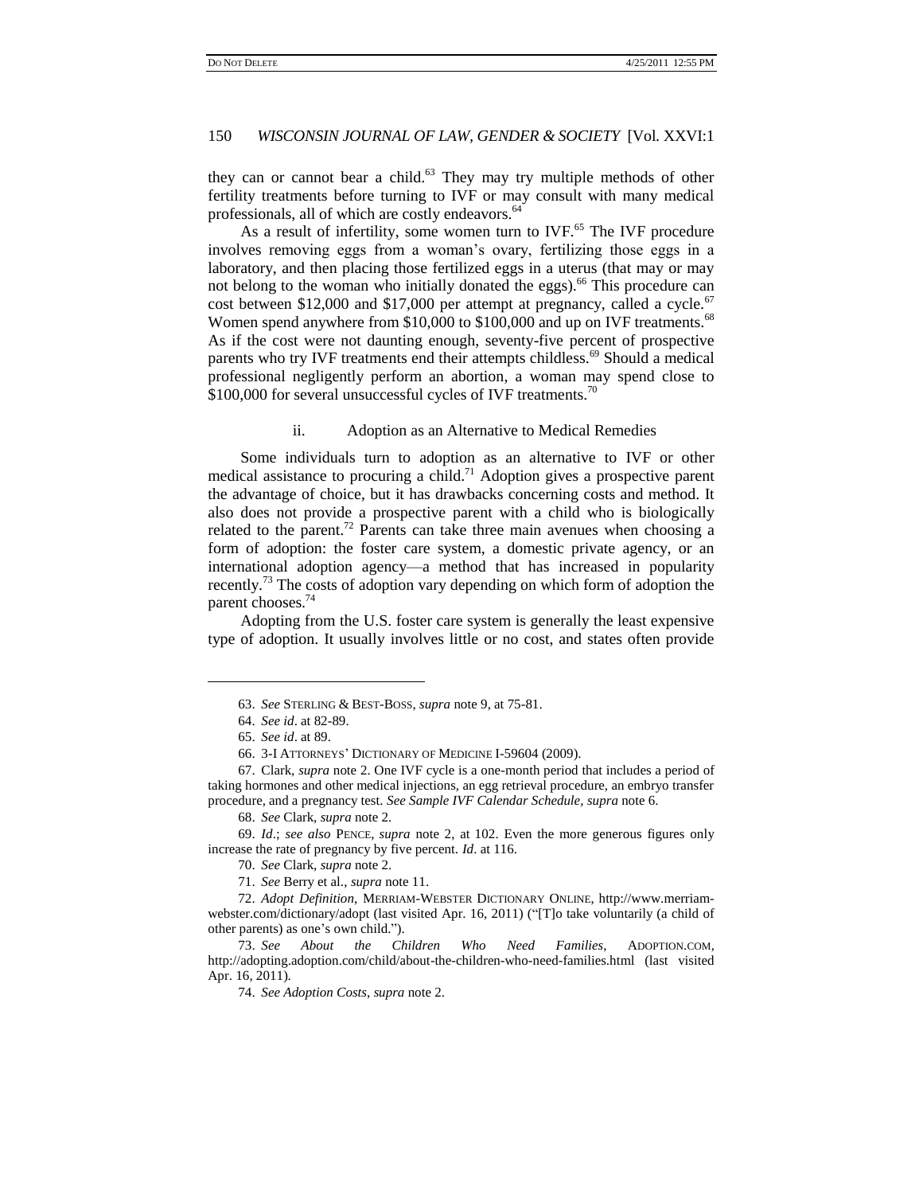they can or cannot bear a child.[63] They may try multiple methods of other fertility treatments before turning to IVF or may consult with many medical professionals, all of which are costly endeavors.[64]

As a result of infertility, some women turn to IVF.[65] The IVF procedure involves removing eggs from a woman's ovary, fertilizing those eggs in a laboratory, and then placing those fertilized eggs in a uterus (that may or may not belong to the woman who initially donated the eggs).[66] This procedure can cost between $12,000 and $17,000 per attempt at pregnancy, called a cycle.[67] Women spend anywhere from $10,000 to $100,000 and up on IVF treatments.[68] As if the cost were not daunting enough, seventy-five percent of prospective parents who try IVF treatments end their attempts childless.[69] Should a medical professional negligently perform an abortion, a woman may spend close to $100,000 for several unsuccessful cycles of IVF treatments.[70]

### ii. Adoption as an Alternative to Medical Remedies

Some individuals turn to adoption as an alternative to IVF or other medical assistance to procuring a child.[71] Adoption gives a prospective parent the advantage of choice, but it has drawbacks concerning costs and method. It also does not provide a prospective parent with a child who is biologically related to the parent.[72] Parents can take three main avenues when choosing a form of adoption: the foster care system, a domestic private agency, or an international adoption agency—a method that has increased in popularity recently.[73] The costs of adoption vary depending on which form of adoption the parent chooses.[74]

Adopting from the U.S. foster care system is generally the least expensive type of adoption. It usually involves little or no cost, and states often provide

---

63. *See* STERLING & BEST-BOSS, *supra* note 9, at 75-81.

64. *See id*. at 82-89.

65. *See id*. at 89.

66. 3-I ATTORNEYS' DICTIONARY OF MEDICINE I-59604 (2009).

67. Clark, *supra* note 2. One IVF cycle is a one-month period that includes a period of taking hormones and other medical injections, an egg retrieval procedure, an embryo transfer procedure, and a pregnancy test. *See Sample IVF Calendar Schedule*, *supra* note 6.

68. *See* Clark, *supra* note 2.

69. *Id*.; *see also* PENCE, *supra* note 2, at 102. Even the more generous figures only increase the rate of pregnancy by five percent. *Id*. at 116.

70. *See* Clark, *supra* note 2.

71. *See* Berry et al., *supra* note 11.

72. *Adopt Definition*, MERRIAM-WEBSTER DICTIONARY ONLINE, http://www.merriam-webster.com/dictionary/adopt (last visited Apr. 16, 2011) ("[T]o take voluntarily (a child of other parents) as one's own child.").

73. *See About the Children Who Need Families*, ADOPTION.COM, http://adopting.adoption.com/child/about-the-children-who-need-families.html (last visited Apr. 16, 2011).

74. *See Adoption Costs*, *supra* note 2.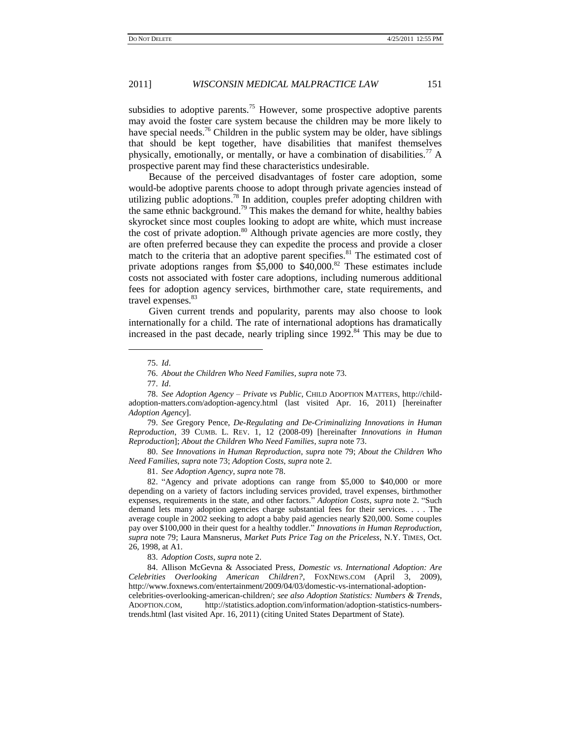subsidies to adoptive parents.[75] However, some prospective adoptive parents may avoid the foster care system because the children may be more likely to have special needs.[76] Children in the public system may be older, have siblings that should be kept together, have disabilities that manifest themselves physically, emotionally, or mentally, or have a combination of disabilities.[77] A prospective parent may find these characteristics undesirable.

Because of the perceived disadvantages of foster care adoption, some would-be adoptive parents choose to adopt through private agencies instead of utilizing public adoptions.[78] In addition, couples prefer adopting children with the same ethnic background.[79] This makes the demand for white, healthy babies skyrocket since most couples looking to adopt are white, which must increase the cost of private adoption.[80] Although private agencies are more costly, they are often preferred because they can expedite the process and provide a closer match to the criteria that an adoptive parent specifies.[81] The estimated cost of private adoptions ranges from $5,000 to $40,000.[82] These estimates include costs not associated with foster care adoptions, including numerous additional fees for adoption agency services, birthmother care, state requirements, and travel expenses.[83]

Given current trends and popularity, parents may also choose to look internationally for a child. The rate of international adoptions has dramatically increased in the past decade, nearly tripling since 1992.[84] This may be due to

---

75. *Id*.

76. *About the Children Who Need Families*, *supra* note 73.

77. *Id*.

78. *See Adoption Agency – Private vs Public*, CHILD ADOPTION MATTERS, http://child-adoption-matters.com/adoption-agency.html (last visited Apr. 16, 2011) [hereinafter *Adoption Agency*].

79. *See* Gregory Pence, *De-Regulating and De-Criminalizing Innovations in Human Reproduction*, 39 CUMB. L. REV. 1, 12 (2008-09) [hereinafter *Innovations in Human Reproduction*]; *About the Children Who Need Families*, *supra* note 73.

80. *See Innovations in Human Reproduction*, *supra* note 79; *About the Children Who Need Families*, *supra* note 73; *Adoption Costs*, *supra* note 2.

81. *See Adoption Agency*, *supra* note 78.

82. "Agency and private adoptions can range from $5,000 to $40,000 or more depending on a variety of factors including services provided, travel expenses, birthmother expenses, requirements in the state, and other factors." *Adoption Costs*, *supra* note 2. "Such demand lets many adoption agencies charge substantial fees for their services. . . . The average couple in 2002 seeking to adopt a baby paid agencies nearly $20,000. Some couples pay over $100,000 in their quest for a healthy toddler." *Innovations in Human Reproduction*, *supra* note 79; Laura Mansnerus, *Market Puts Price Tag on the Priceless*, N.Y. TIMES, Oct. 26, 1998, at A1.

83. *Adoption Costs*, *supra* note 2.

84. Allison McGevna & Associated Press, *Domestic vs. International Adoption: Are Celebrities Overlooking American Children?*, FOXNEWS.COM (April 3, 2009), http://www.foxnews.com/entertainment/2009/04/03/domestic-vs-international-adoption-celebrities-overlooking-american-children/; *see also Adoption Statistics: Numbers & Trends*, ADOPTION.COM, http://statistics.adoption.com/information/adoption-statistics-numbers-trends.html (last visited Apr. 16, 2011) (citing United States Department of State).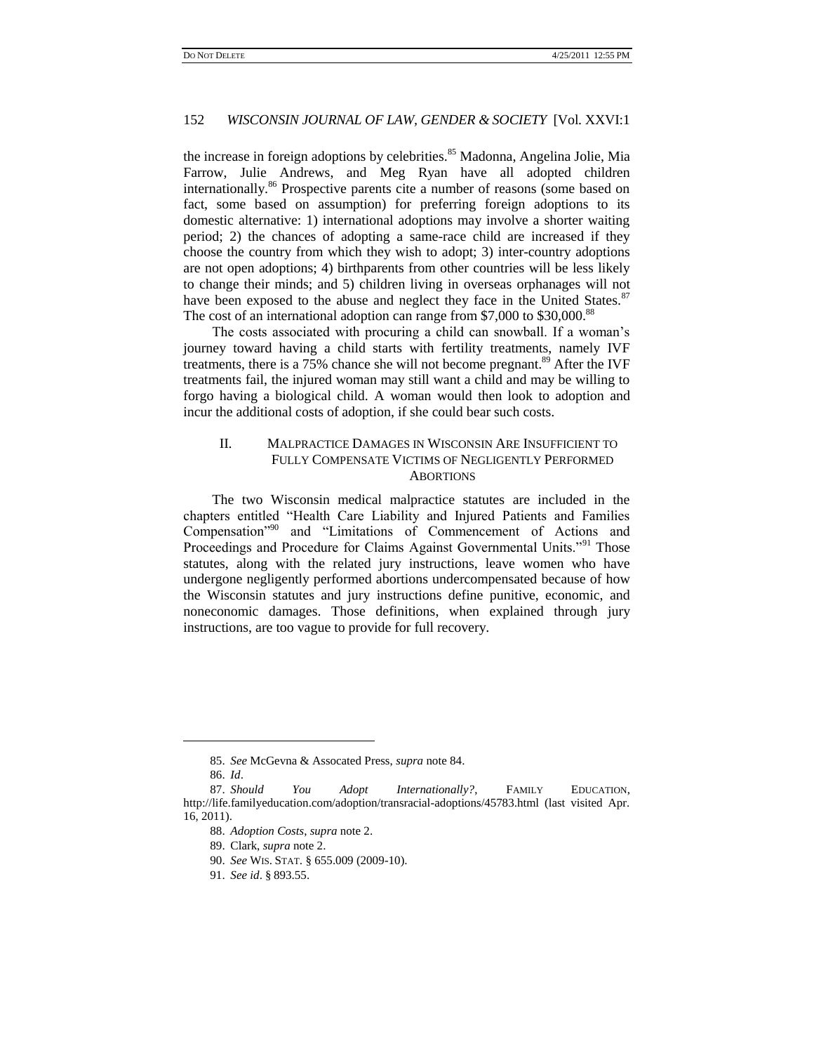the increase in foreign adoptions by celebrities.[85] Madonna, Angelina Jolie, Mia Farrow, Julie Andrews, and Meg Ryan have all adopted children internationally.[86] Prospective parents cite a number of reasons (some based on fact, some based on assumption) for preferring foreign adoptions to its domestic alternative: 1) international adoptions may involve a shorter waiting period; 2) the chances of adopting a same-race child are increased if they choose the country from which they wish to adopt; 3) inter-country adoptions are not open adoptions; 4) birthparents from other countries will be less likely to change their minds; and 5) children living in overseas orphanages will not have been exposed to the abuse and neglect they face in the United States.[87] The cost of an international adoption can range from $7,000 to $30,000.[88]

The costs associated with procuring a child can snowball. If a woman's journey toward having a child starts with fertility treatments, namely IVF treatments, there is a 75% chance she will not become pregnant.[89] After the IVF treatments fail, the injured woman may still want a child and may be willing to forgo having a biological child. A woman would then look to adoption and incur the additional costs of adoption, if she could bear such costs.

## II. MALPRACTICE DAMAGES IN WISCONSIN ARE INSUFFICIENT TO FULLY COMPENSATE VICTIMS OF NEGLIGENTLY PERFORMED ABORTIONS

The two Wisconsin medical malpractice statutes are included in the chapters entitled "Health Care Liability and Injured Patients and Families Compensation"[90] and "Limitations of Commencement of Actions and Proceedings and Procedure for Claims Against Governmental Units."[91] Those statutes, along with the related jury instructions, leave women who have undergone negligently performed abortions undercompensated because of how the Wisconsin statutes and jury instructions define punitive, economic, and noneconomic damages. Those definitions, when explained through jury instructions, are too vague to provide for full recovery.

---

85. *See* McGevna & Assocated Press, *supra* note 84.

86. *Id*.

87. *Should You Adopt Internationally?*, FAMILY EDUCATION, http://life.familyeducation.com/adoption/transracial-adoptions/45783.html (last visited Apr. 16, 2011).

88. *Adoption Costs*, *supra* note 2.

89. Clark, *supra* note 2.

90. *See* WIS. STAT. § 655.009 (2009-10).

91. *See id*. § 893.55.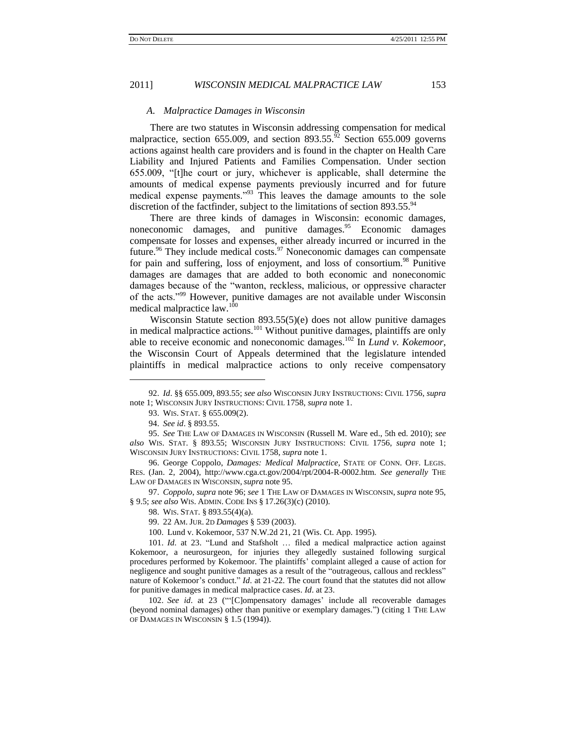### *A. Malpractice Damages in Wisconsin*

There are two statutes in Wisconsin addressing compensation for medical malpractice, section 655.009, and section 893.55.[92] Section 655.009 governs actions against health care providers and is found in the chapter on Health Care Liability and Injured Patients and Families Compensation. Under section 655.009, "[t]he court or jury, whichever is applicable, shall determine the amounts of medical expense payments previously incurred and for future medical expense payments."[93] This leaves the damage amounts to the sole discretion of the factfinder, subject to the limitations of section 893.55.[94]

There are three kinds of damages in Wisconsin: economic damages, noneconomic damages, and punitive damages.[95] Economic damages compensate for losses and expenses, either already incurred or incurred in the future.[96] They include medical costs.[97] Noneconomic damages can compensate for pain and suffering, loss of enjoyment, and loss of consortium.[98] Punitive damages are damages that are added to both economic and noneconomic damages because of the "wanton, reckless, malicious, or oppressive character of the acts."[99] However, punitive damages are not available under Wisconsin medical malpractice law.[100]

Wisconsin Statute section 893.55(5)(e) does not allow punitive damages in medical malpractice actions.[101] Without punitive damages, plaintiffs are only able to receive economic and noneconomic damages.[102] In *Lund v. Kokemoor*, the Wisconsin Court of Appeals determined that the legislature intended plaintiffs in medical malpractice actions to only receive compensatory

---

92. *Id*. §§ 655.009, 893.55; *see also* WISCONSIN JURY INSTRUCTIONS: CIVIL 1756, *supra* note 1; WISCONSIN JURY INSTRUCTIONS: CIVIL 1758, *supra* note 1.

93. WIS. STAT. § 655.009(2).

94. *See id*. § 893.55.

95. *See* THE LAW OF DAMAGES IN WISCONSIN (Russell M. Ware ed., 5th ed. 2010); *see also* WIS. STAT. § 893.55; WISCONSIN JURY INSTRUCTIONS: CIVIL 1756, *supra* note 1; WISCONSIN JURY INSTRUCTIONS: CIVIL 1758, *supra* note 1.

96. George Coppolo, *Damages: Medical Malpractice*, STATE OF CONN. OFF. LEGIS. RES. (Jan. 2, 2004), http://www.cga.ct.gov/2004/rpt/2004-R-0002.htm. *See generally* THE LAW OF DAMAGES IN WISCONSIN, *supra* note 95.

97. *Coppolo*, *supra* note 96; *see* 1 THE LAW OF DAMAGES IN WISCONSIN, *supra* note 95, § 9.5; *see also* WIS. ADMIN. CODE INS § 17.26(3)(c) (2010).

98. WIS. STAT. § 893.55(4)(a).

99. 22 AM. JUR. 2D *Damages* § 539 (2003).

100. Lund v. Kokemoor, 537 N.W.2d 21, 21 (Wis. Ct. App. 1995).

101. *Id*. at 23. "Lund and Stafsholt … filed a medical malpractice action against Kokemoor, a neurosurgeon, for injuries they allegedly sustained following surgical procedures performed by Kokemoor. The plaintiffs' complaint alleged a cause of action for negligence and sought punitive damages as a result of the "outrageous, callous and reckless" nature of Kokemoor's conduct." *Id*. at 21-22. The court found that the statutes did not allow for punitive damages in medical malpractice cases. *Id*. at 23.

102. *See id*. at 23 ("'[C]ompensatory damages' include all recoverable damages (beyond nominal damages) other than punitive or exemplary damages.") (citing 1 THE LAW OF DAMAGES IN WISCONSIN § 1.5 (1994)).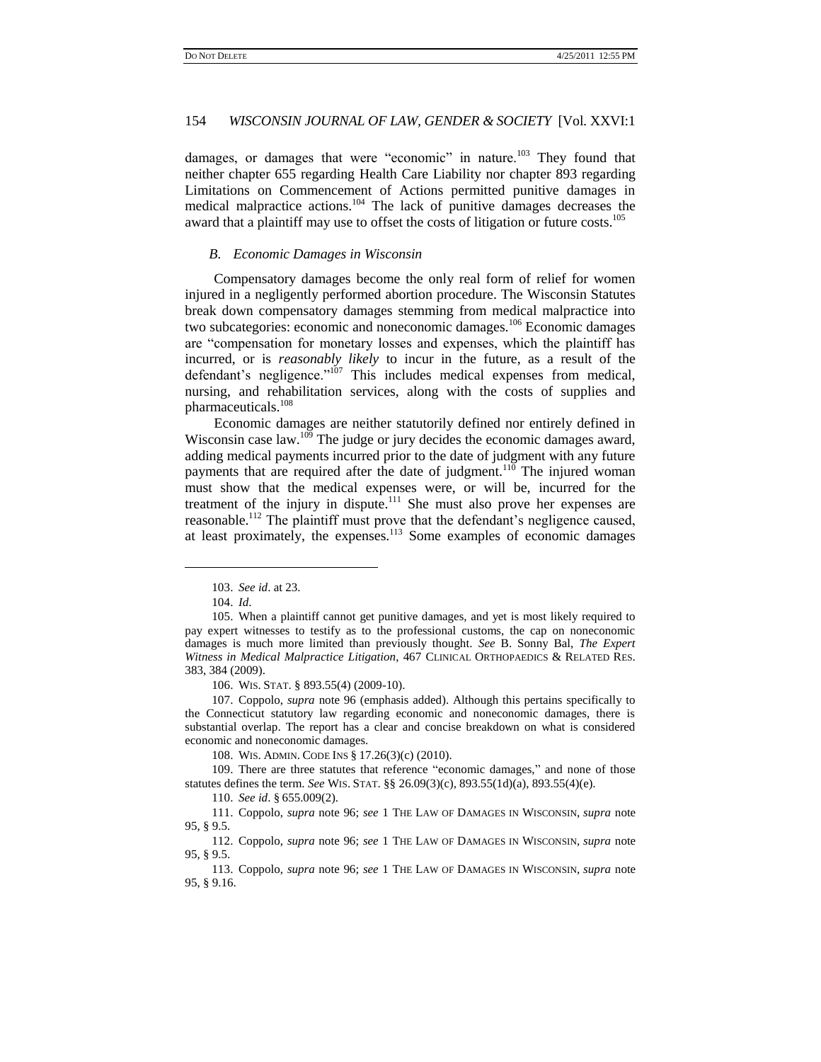damages, or damages that were "economic" in nature.[103] They found that neither chapter 655 regarding Health Care Liability nor chapter 893 regarding Limitations on Commencement of Actions permitted punitive damages in medical malpractice actions.[104] The lack of punitive damages decreases the award that a plaintiff may use to offset the costs of litigation or future costs.[105]

### *B. Economic Damages in Wisconsin*

Compensatory damages become the only real form of relief for women injured in a negligently performed abortion procedure. The Wisconsin Statutes break down compensatory damages stemming from medical malpractice into two subcategories: economic and noneconomic damages.[106] Economic damages are "compensation for monetary losses and expenses, which the plaintiff has incurred, or is *reasonably likely* to incur in the future, as a result of the defendant's negligence."[107] This includes medical expenses from medical, nursing, and rehabilitation services, along with the costs of supplies and pharmaceuticals.[108]

Economic damages are neither statutorily defined nor entirely defined in Wisconsin case law.[109] The judge or jury decides the economic damages award, adding medical payments incurred prior to the date of judgment with any future payments that are required after the date of judgment.[110] The injured woman must show that the medical expenses were, or will be, incurred for the treatment of the injury in dispute.[111] She must also prove her expenses are reasonable.[112] The plaintiff must prove that the defendant's negligence caused, at least proximately, the expenses.[113] Some examples of economic damages

---

103. *See id*. at 23.

104. *Id*.

105. When a plaintiff cannot get punitive damages, and yet is most likely required to pay expert witnesses to testify as to the professional customs, the cap on noneconomic damages is much more limited than previously thought. *See* B. Sonny Bal, *The Expert Witness in Medical Malpractice Litigation*, 467 CLINICAL ORTHOPAEDICS & RELATED RES. 383, 384 (2009).

106. WIS. STAT. § 893.55(4) (2009-10).

107. Coppolo, *supra* note 96 (emphasis added). Although this pertains specifically to the Connecticut statutory law regarding economic and noneconomic damages, there is substantial overlap. The report has a clear and concise breakdown on what is considered economic and noneconomic damages.

108. WIS. ADMIN. CODE INS § 17.26(3)(c) (2010).

109. There are three statutes that reference "economic damages," and none of those statutes defines the term. *See* WIS. STAT. §§ 26.09(3)(c), 893.55(1d)(a), 893.55(4)(e).

110. *See id*. § 655.009(2).

111. Coppolo, *supra* note 96; *see* 1 THE LAW OF DAMAGES IN WISCONSIN, *supra* note 95, § 9.5.

112. Coppolo, *supra* note 96; *see* 1 THE LAW OF DAMAGES IN WISCONSIN, *supra* note 95, § 9.5.

113. Coppolo, *supra* note 96; *see* 1 THE LAW OF DAMAGES IN WISCONSIN, *supra* note 95, § 9.16.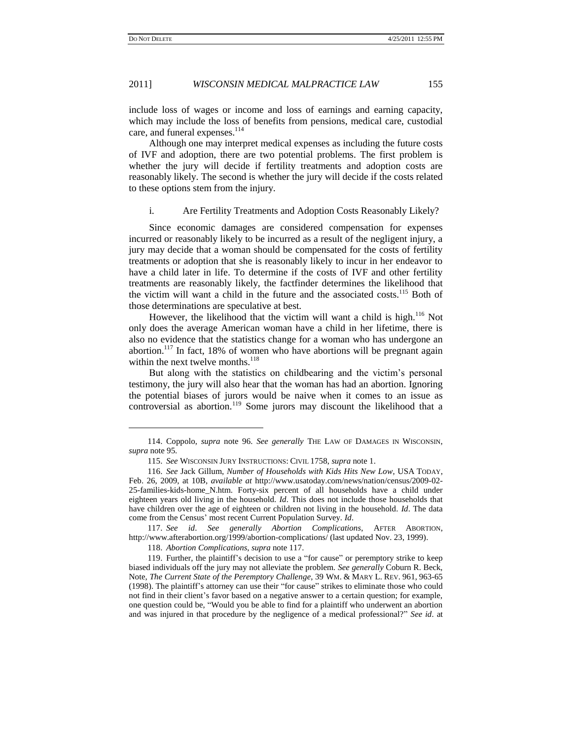include loss of wages or income and loss of earnings and earning capacity, which may include the loss of benefits from pensions, medical care, custodial care, and funeral expenses.[114]

Although one may interpret medical expenses as including the future costs of IVF and adoption, there are two potential problems. The first problem is whether the jury will decide if fertility treatments and adoption costs are reasonably likely. The second is whether the jury will decide if the costs related to these options stem from the injury.

### i. Are Fertility Treatments and Adoption Costs Reasonably Likely?

Since economic damages are considered compensation for expenses incurred or reasonably likely to be incurred as a result of the negligent injury, a jury may decide that a woman should be compensated for the costs of fertility treatments or adoption that she is reasonably likely to incur in her endeavor to have a child later in life. To determine if the costs of IVF and other fertility treatments are reasonably likely, the factfinder determines the likelihood that the victim will want a child in the future and the associated costs.[115] Both of those determinations are speculative at best.

However, the likelihood that the victim will want a child is high.[116] Not only does the average American woman have a child in her lifetime, there is also no evidence that the statistics change for a woman who has undergone an abortion.[117] In fact, 18% of women who have abortions will be pregnant again within the next twelve months.[118]

But along with the statistics on childbearing and the victim's personal testimony, the jury will also hear that the woman has had an abortion. Ignoring the potential biases of jurors would be naive when it comes to an issue as controversial as abortion.[119] Some jurors may discount the likelihood that a

---

114. Coppolo, *supra* note 96. *See generally* THE LAW OF DAMAGES IN WISCONSIN, *supra* note 95.

115. *See* WISCONSIN JURY INSTRUCTIONS: CIVIL 1758, *supra* note 1.

116. *See* Jack Gillum, *Number of Households with Kids Hits New Low*, USA TODAY, Feb. 26, 2009, at 10B, *available at* http://www.usatoday.com/news/nation/census/2009-02-25-families-kids-home_N.htm. Forty-six percent of all households have a child under eighteen years old living in the household. *Id*. This does not include those households that have children over the age of eighteen or children not living in the household. *Id*. The data come from the Census' most recent Current Population Survey. *Id*.

117. *See id*. *See generally Abortion Complications*, AFTER ABORTION, http://www.afterabortion.org/1999/abortion-complications/ (last updated Nov. 23, 1999).

118. *Abortion Complications*, *supra* note 117.

119. Further, the plaintiff's decision to use a "for cause" or peremptory strike to keep biased individuals off the jury may not alleviate the problem. *See generally* Coburn R. Beck, Note, *The Current State of the Peremptory Challenge*, 39 WM. & MARY L. REV. 961, 963-65 (1998). The plaintiff's attorney can use their "for cause" strikes to eliminate those who could not find in their client's favor based on a negative answer to a certain question; for example, one question could be, "Would you be able to find for a plaintiff who underwent an abortion and was injured in that procedure by the negligence of a medical professional?" *See id*. at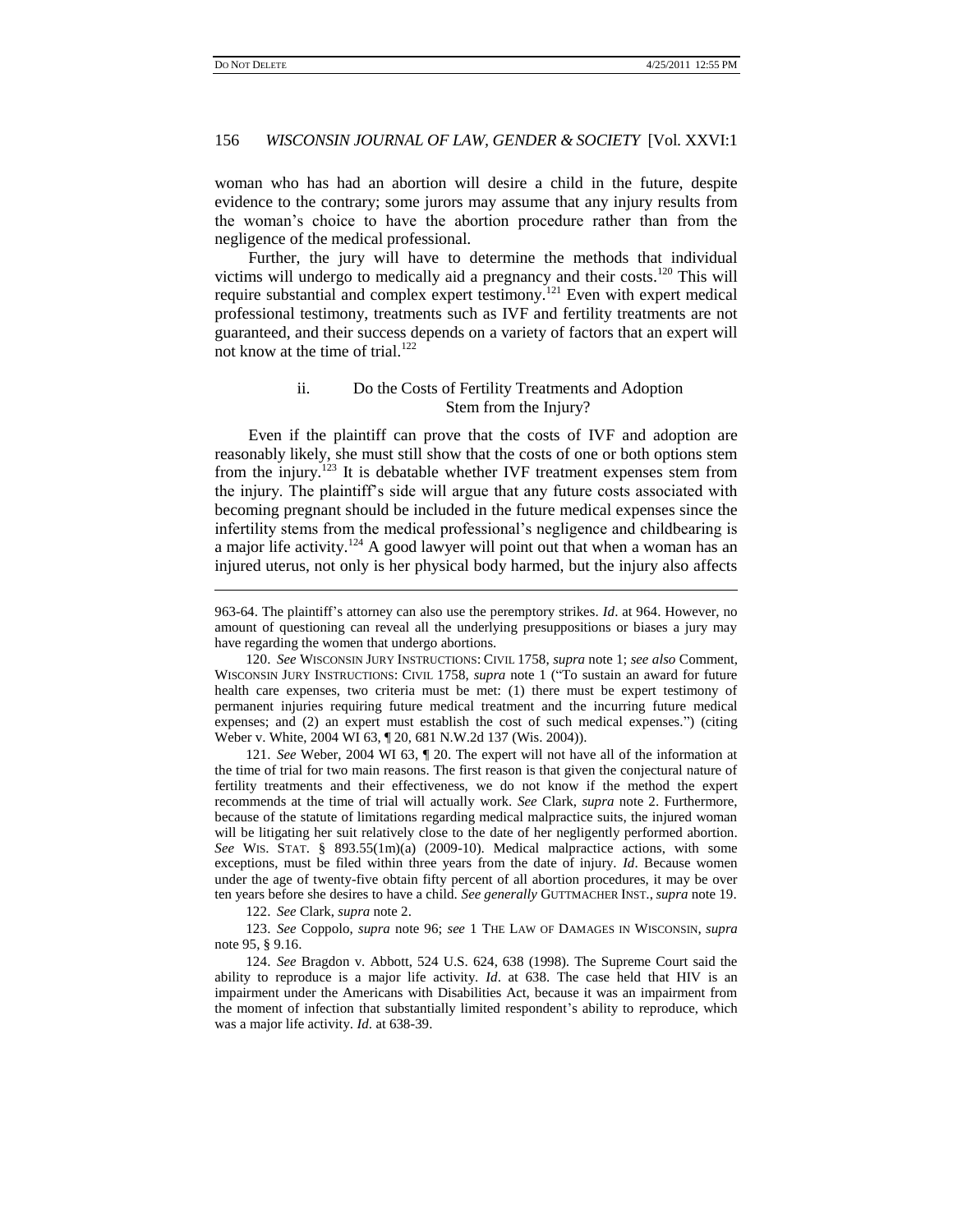woman who has had an abortion will desire a child in the future, despite evidence to the contrary; some jurors may assume that any injury results from the woman's choice to have the abortion procedure rather than from the negligence of the medical professional.

Further, the jury will have to determine the methods that individual victims will undergo to medically aid a pregnancy and their costs.[120] This will require substantial and complex expert testimony.[121] Even with expert medical professional testimony, treatments such as IVF and fertility treatments are not guaranteed, and their success depends on a variety of factors that an expert will not know at the time of trial.[122]

### ii. Do the Costs of Fertility Treatments and Adoption Stem from the Injury?

Even if the plaintiff can prove that the costs of IVF and adoption are reasonably likely, she must still show that the costs of one or both options stem from the injury.[123] It is debatable whether IVF treatment expenses stem from the injury. The plaintiff's side will argue that any future costs associated with becoming pregnant should be included in the future medical expenses since the infertility stems from the medical professional's negligence and childbearing is a major life activity.[124] A good lawyer will point out that when a woman has an injured uterus, not only is her physical body harmed, but the injury also affects

---

963-64. The plaintiff's attorney can also use the peremptory strikes. *Id*. at 964. However, no amount of questioning can reveal all the underlying presuppositions or biases a jury may have regarding the women that undergo abortions.

120. *See* WISCONSIN JURY INSTRUCTIONS: CIVIL 1758, *supra* note 1; *see also* Comment, WISCONSIN JURY INSTRUCTIONS: CIVIL 1758, *supra* note 1 ("To sustain an award for future health care expenses, two criteria must be met: (1) there must be expert testimony of permanent injuries requiring future medical treatment and the incurring future medical expenses; and (2) an expert must establish the cost of such medical expenses.") (citing Weber v. White, 2004 WI 63, ¶ 20, 681 N.W.2d 137 (Wis. 2004)).

121. *See* Weber, 2004 WI 63, ¶ 20. The expert will not have all of the information at the time of trial for two main reasons. The first reason is that given the conjectural nature of fertility treatments and their effectiveness, we do not know if the method the expert recommends at the time of trial will actually work. *See* Clark, *supra* note 2. Furthermore, because of the statute of limitations regarding medical malpractice suits, the injured woman will be litigating her suit relatively close to the date of her negligently performed abortion. *See* WIS. STAT. § 893.55(1m)(a) (2009-10). Medical malpractice actions, with some exceptions, must be filed within three years from the date of injury. *Id*. Because women under the age of twenty-five obtain fifty percent of all abortion procedures, it may be over ten years before she desires to have a child. *See generally* GUTTMACHER INST., *supra* note 19.

122. *See* Clark, *supra* note 2.

123. *See* Coppolo, *supra* note 96; *see* 1 THE LAW OF DAMAGES IN WISCONSIN, *supra* note 95, § 9.16.

124. *See* Bragdon v. Abbott, 524 U.S. 624, 638 (1998). The Supreme Court said the ability to reproduce is a major life activity. *Id*. at 638. The case held that HIV is an impairment under the Americans with Disabilities Act, because it was an impairment from the moment of infection that substantially limited respondent's ability to reproduce, which was a major life activity. *Id*. at 638-39.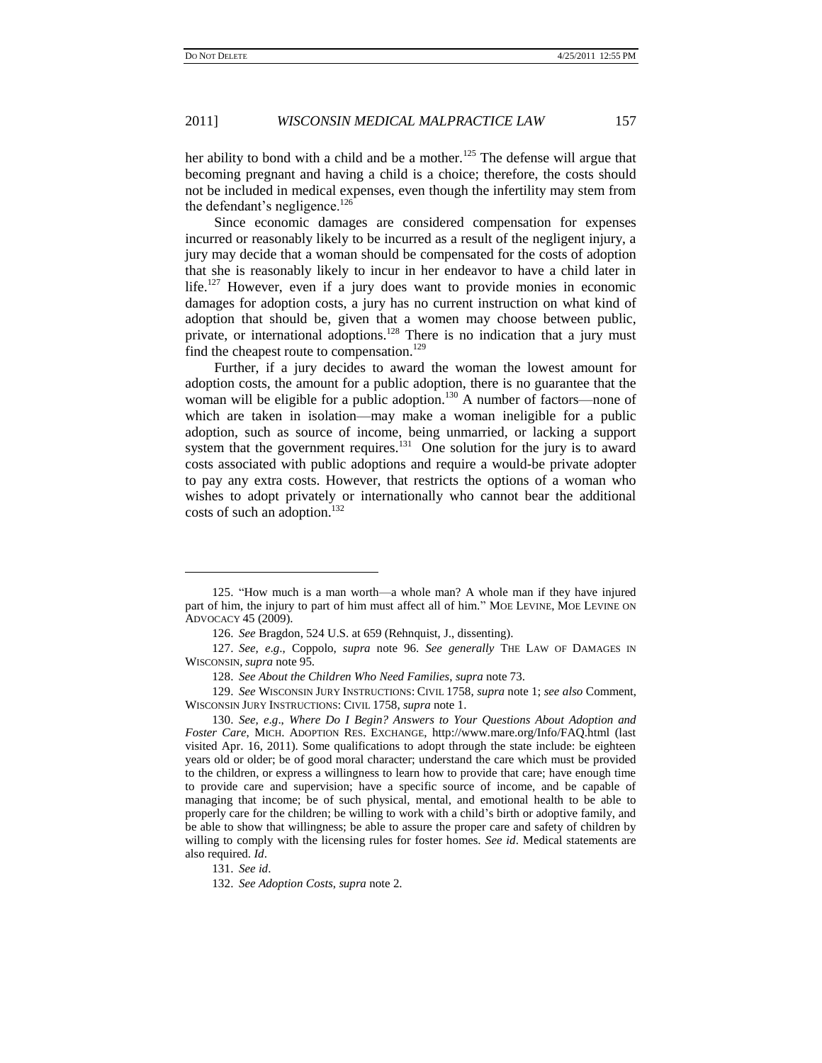her ability to bond with a child and be a mother.[125] The defense will argue that becoming pregnant and having a child is a choice; therefore, the costs should not be included in medical expenses, even though the infertility may stem from the defendant's negligence.[126]

Since economic damages are considered compensation for expenses incurred or reasonably likely to be incurred as a result of the negligent injury, a jury may decide that a woman should be compensated for the costs of adoption that she is reasonably likely to incur in her endeavor to have a child later in life.[127] However, even if a jury does want to provide monies in economic damages for adoption costs, a jury has no current instruction on what kind of adoption that should be, given that a women may choose between public, private, or international adoptions.[128] There is no indication that a jury must find the cheapest route to compensation.[129]

Further, if a jury decides to award the woman the lowest amount for adoption costs, the amount for a public adoption, there is no guarantee that the woman will be eligible for a public adoption.[130] A number of factors—none of which are taken in isolation—may make a woman ineligible for a public adoption, such as source of income, being unmarried, or lacking a support system that the government requires.[131] One solution for the jury is to award costs associated with public adoptions and require a would-be private adopter to pay any extra costs. However, that restricts the options of a woman who wishes to adopt privately or internationally who cannot bear the additional costs of such an adoption.[132]

---

125. "How much is a man worth—a whole man? A whole man if they have injured part of him, the injury to part of him must affect all of him." MOE LEVINE, MOE LEVINE ON ADVOCACY 45 (2009).

126. *See* Bragdon, 524 U.S. at 659 (Rehnquist, J., dissenting).

127. *See, e.g.*, Coppolo, *supra* note 96. *See generally* THE LAW OF DAMAGES IN WISCONSIN, *supra* note 95.

128. *See About the Children Who Need Families*, *supra* note 73.

129. *See* WISCONSIN JURY INSTRUCTIONS: CIVIL 1758, *supra* note 1; *see also* Comment, WISCONSIN JURY INSTRUCTIONS: CIVIL 1758, *supra* note 1.

130. *See, e.g.*, *Where Do I Begin? Answers to Your Questions About Adoption and Foster Care*, MICH. ADOPTION RES. EXCHANGE, http://www.mare.org/Info/FAQ.html (last visited Apr. 16, 2011). Some qualifications to adopt through the state include: be eighteen years old or older; be of good moral character; understand the care which must be provided to the children, or express a willingness to learn how to provide that care; have enough time to provide care and supervision; have a specific source of income, and be capable of managing that income; be of such physical, mental, and emotional health to be able to properly care for the children; be willing to work with a child's birth or adoptive family, and be able to show that willingness; be able to assure the proper care and safety of children by willing to comply with the licensing rules for foster homes. *See id*. Medical statements are also required. *Id*.

131. *See id*.

132. *See Adoption Costs*, *supra* note 2.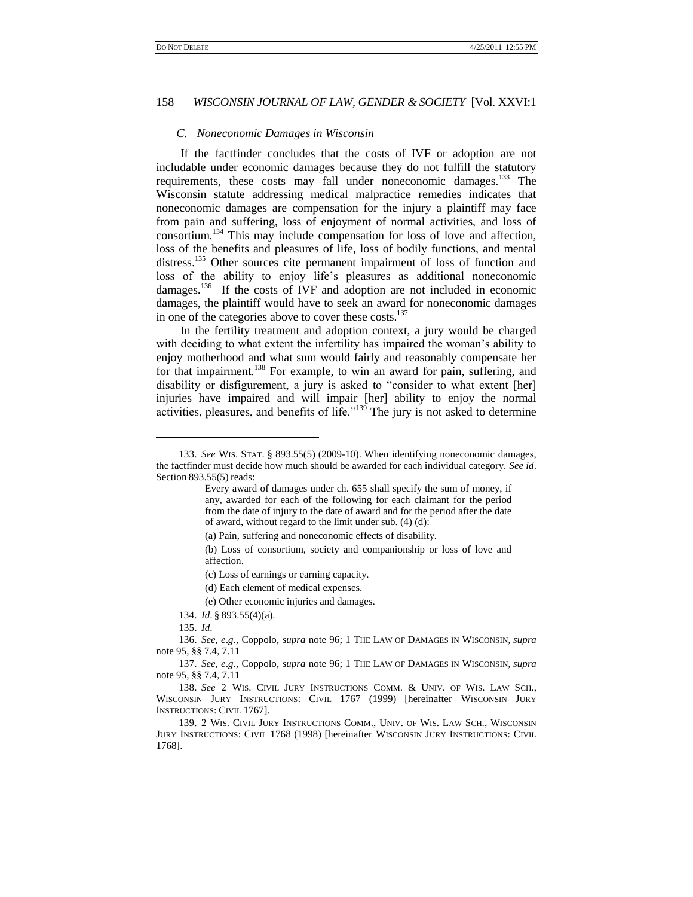### *C. Noneconomic Damages in Wisconsin*

If the factfinder concludes that the costs of IVF or adoption are not includable under economic damages because they do not fulfill the statutory requirements, these costs may fall under noneconomic damages.[133] The Wisconsin statute addressing medical malpractice remedies indicates that noneconomic damages are compensation for the injury a plaintiff may face from pain and suffering, loss of enjoyment of normal activities, and loss of consortium.[134] This may include compensation for loss of love and affection, loss of the benefits and pleasures of life, loss of bodily functions, and mental distress.[135] Other sources cite permanent impairment of loss of function and loss of the ability to enjoy life's pleasures as additional noneconomic damages.[136] If the costs of IVF and adoption are not included in economic damages, the plaintiff would have to seek an award for noneconomic damages in one of the categories above to cover these costs.[137]

In the fertility treatment and adoption context, a jury would be charged with deciding to what extent the infertility has impaired the woman's ability to enjoy motherhood and what sum would fairly and reasonably compensate her for that impairment.[138] For example, to win an award for pain, suffering, and disability or disfigurement, a jury is asked to "consider to what extent [her] injuries have impaired and will impair [her] ability to enjoy the normal activities, pleasures, and benefits of life."[139] The jury is not asked to determine

---

133. *See* WIS. STAT. § 893.55(5) (2009-10). When identifying noneconomic damages, the factfinder must decide how much should be awarded for each individual category. *See id*. Section 893.55(5) reads:

> Every award of damages under ch. 655 shall specify the sum of money, if any, awarded for each of the following for each claimant for the period from the date of injury to the date of award and for the period after the date of award, without regard to the limit under sub. (4) (d):
>
> (a) Pain, suffering and noneconomic effects of disability.
>
> (b) Loss of consortium, society and companionship or loss of love and affection.
>
> (c) Loss of earnings or earning capacity.
>
> (d) Each element of medical expenses.
>
> (e) Other economic injuries and damages.

134. *Id*. § 893.55(4)(a).

135. *Id*.

136. *See, e.g.*, Coppolo, *supra* note 96; 1 THE LAW OF DAMAGES IN WISCONSIN, *supra* note 95, §§ 7.4, 7.11

137. *See, e.g.*, Coppolo, *supra* note 96; 1 THE LAW OF DAMAGES IN WISCONSIN, *supra* note 95, §§ 7.4, 7.11

138. *See* 2 WIS. CIVIL JURY INSTRUCTIONS COMM. & UNIV. OF WIS. LAW SCH., WISCONSIN JURY INSTRUCTIONS: CIVIL 1767 (1999) [hereinafter WISCONSIN JURY INSTRUCTIONS: CIVIL 1767].

139. 2 WIS. CIVIL JURY INSTRUCTIONS COMM., UNIV. OF WIS. LAW SCH., WISCONSIN JURY INSTRUCTIONS: CIVIL 1768 (1998) [hereinafter WISCONSIN JURY INSTRUCTIONS: CIVIL 1768].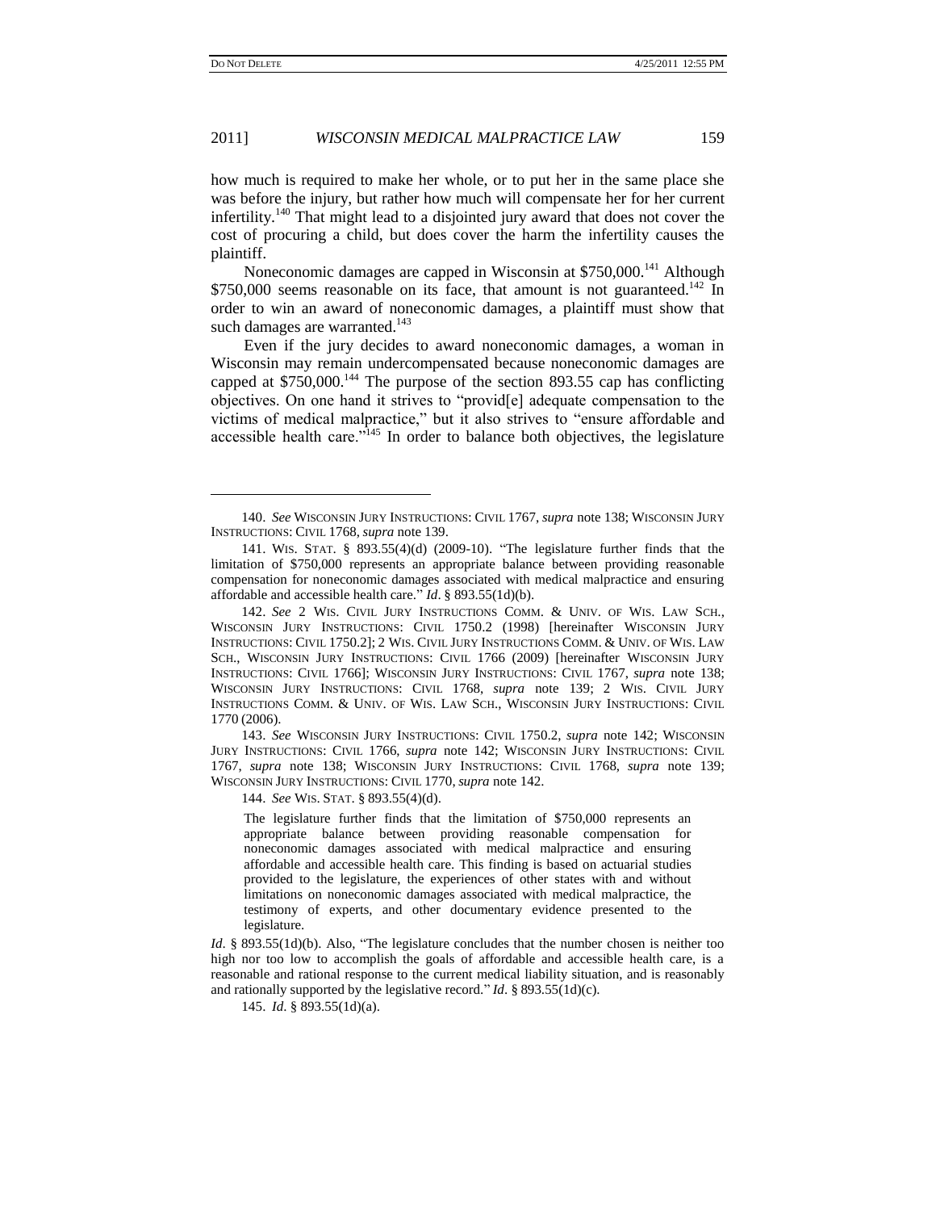how much is required to make her whole, or to put her in the same place she was before the injury, but rather how much will compensate her for her current infertility.[140] That might lead to a disjointed jury award that does not cover the cost of procuring a child, but does cover the harm the infertility causes the plaintiff.

Noneconomic damages are capped in Wisconsin at $750,000.[141] Although $750,000 seems reasonable on its face, that amount is not guaranteed.[142] In order to win an award of noneconomic damages, a plaintiff must show that such damages are warranted.[143]

Even if the jury decides to award noneconomic damages, a woman in Wisconsin may remain undercompensated because noneconomic damages are capped at $750,000.[144] The purpose of the section 893.55 cap has conflicting objectives. On one hand it strives to "provid[e] adequate compensation to the victims of medical malpractice," but it also strives to "ensure affordable and accessible health care."[145] In order to balance both objectives, the legislature

---

140. *See* WISCONSIN JURY INSTRUCTIONS: CIVIL 1767, *supra* note 138; WISCONSIN JURY INSTRUCTIONS: CIVIL 1768, *supra* note 139.

141. WIS. STAT. § 893.55(4)(d) (2009-10). "The legislature further finds that the limitation of $750,000 represents an appropriate balance between providing reasonable compensation for noneconomic damages associated with medical malpractice and ensuring affordable and accessible health care." *Id*. § 893.55(1d)(b).

142. *See* 2 WIS. CIVIL JURY INSTRUCTIONS COMM. & UNIV. OF WIS. LAW SCH., WISCONSIN JURY INSTRUCTIONS: CIVIL 1750.2 (1998) [hereinafter WISCONSIN JURY INSTRUCTIONS: CIVIL 1750.2]; 2 WIS. CIVIL JURY INSTRUCTIONS COMM. & UNIV. OF WIS. LAW SCH., WISCONSIN JURY INSTRUCTIONS: CIVIL 1766 (2009) [hereinafter WISCONSIN JURY INSTRUCTIONS: CIVIL 1766]; WISCONSIN JURY INSTRUCTIONS: CIVIL 1767, *supra* note 138; WISCONSIN JURY INSTRUCTIONS: CIVIL 1768, *supra* note 139; 2 WIS. CIVIL JURY INSTRUCTIONS COMM. & UNIV. OF WIS. LAW SCH., WISCONSIN JURY INSTRUCTIONS: CIVIL 1770 (2006).

143. *See* WISCONSIN JURY INSTRUCTIONS: CIVIL 1750.2, *supra* note 142; WISCONSIN JURY INSTRUCTIONS: CIVIL 1766, *supra* note 142; WISCONSIN JURY INSTRUCTIONS: CIVIL 1767, *supra* note 138; WISCONSIN JURY INSTRUCTIONS: CIVIL 1768, *supra* note 139; WISCONSIN JURY INSTRUCTIONS: CIVIL 1770, *supra* note 142.

144. *See* WIS. STAT. § 893.55(4)(d).

> The legislature further finds that the limitation of $750,000 represents an appropriate balance between providing reasonable compensation for noneconomic damages associated with medical malpractice and ensuring affordable and accessible health care. This finding is based on actuarial studies provided to the legislature, the experiences of other states with and without limitations on noneconomic damages associated with medical malpractice, the testimony of experts, and other documentary evidence presented to the legislature.

*Id*. § 893.55(1d)(b). Also, "The legislature concludes that the number chosen is neither too high nor too low to accomplish the goals of affordable and accessible health care, is a reasonable and rational response to the current medical liability situation, and is reasonably and rationally supported by the legislative record." *Id*. § 893.55(1d)(c).

145. *Id*. § 893.55(1d)(a).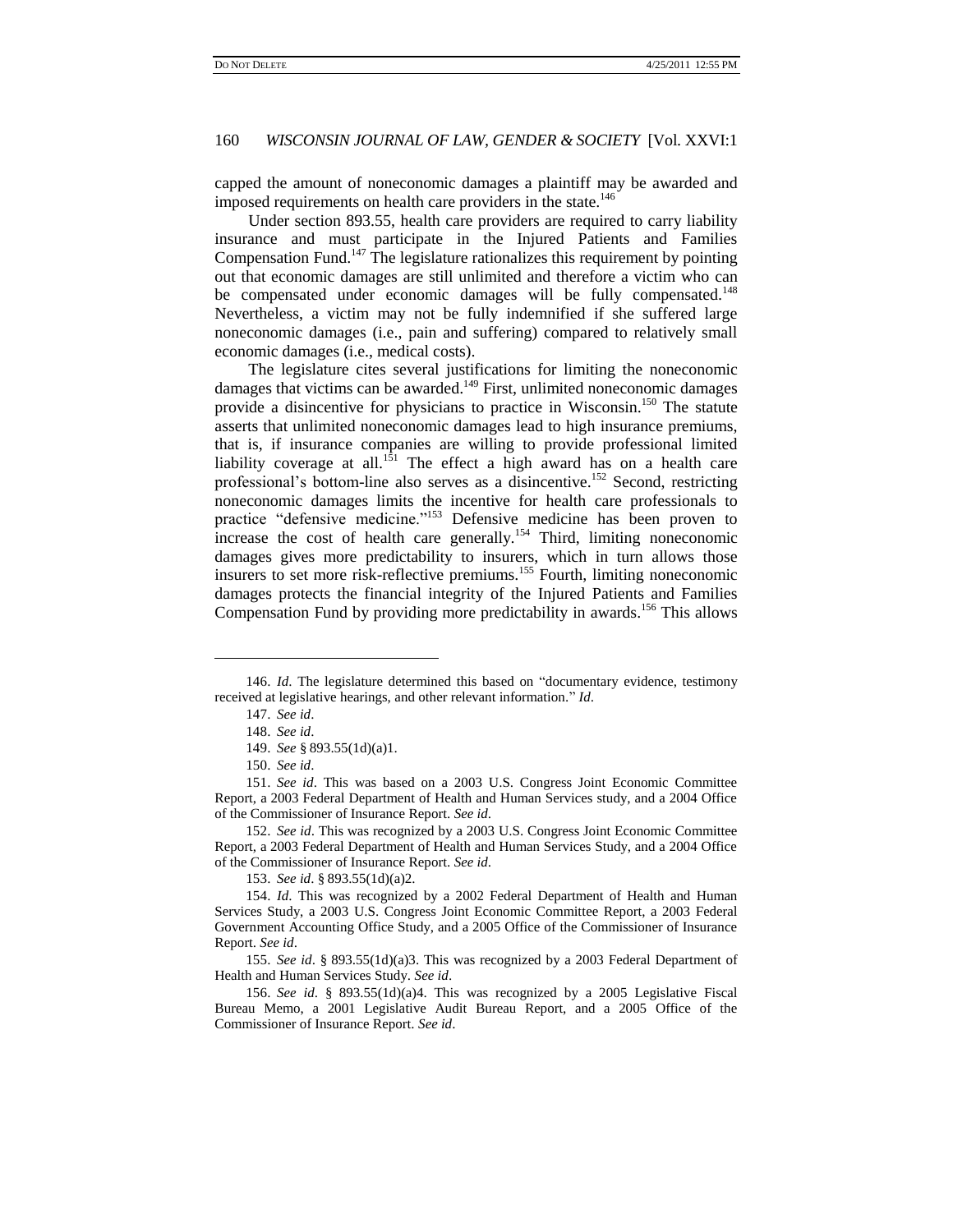capped the amount of noneconomic damages a plaintiff may be awarded and imposed requirements on health care providers in the state.[146]

Under section 893.55, health care providers are required to carry liability insurance and must participate in the Injured Patients and Families Compensation Fund.[147] The legislature rationalizes this requirement by pointing out that economic damages are still unlimited and therefore a victim who can be compensated under economic damages will be fully compensated.[148] Nevertheless, a victim may not be fully indemnified if she suffered large noneconomic damages (i.e., pain and suffering) compared to relatively small economic damages (i.e., medical costs).

The legislature cites several justifications for limiting the noneconomic damages that victims can be awarded.[149] First, unlimited noneconomic damages provide a disincentive for physicians to practice in Wisconsin.[150] The statute asserts that unlimited noneconomic damages lead to high insurance premiums, that is, if insurance companies are willing to provide professional limited liability coverage at all.[151] The effect a high award has on a health care professional's bottom-line also serves as a disincentive.[152] Second, restricting noneconomic damages limits the incentive for health care professionals to practice "defensive medicine."[153] Defensive medicine has been proven to increase the cost of health care generally.[154] Third, limiting noneconomic damages gives more predictability to insurers, which in turn allows those insurers to set more risk-reflective premiums.[155] Fourth, limiting noneconomic damages protects the financial integrity of the Injured Patients and Families Compensation Fund by providing more predictability in awards.[156] This allows

---

146. *Id*. The legislature determined this based on "documentary evidence, testimony received at legislative hearings, and other relevant information." *Id*.

147. *See id*.

148. *See id*.

149. *See* § 893.55(1d)(a)1.

150. *See id*.

151. *See id*. This was based on a 2003 U.S. Congress Joint Economic Committee Report, a 2003 Federal Department of Health and Human Services study, and a 2004 Office of the Commissioner of Insurance Report. *See id*.

152. *See id*. This was recognized by a 2003 U.S. Congress Joint Economic Committee Report, a 2003 Federal Department of Health and Human Services Study, and a 2004 Office of the Commissioner of Insurance Report. *See id*.

153. *See id*. § 893.55(1d)(a)2.

154. *Id*. This was recognized by a 2002 Federal Department of Health and Human Services Study, a 2003 U.S. Congress Joint Economic Committee Report, a 2003 Federal Government Accounting Office Study, and a 2005 Office of the Commissioner of Insurance Report. *See id*.

155. *See id*. § 893.55(1d)(a)3. This was recognized by a 2003 Federal Department of Health and Human Services Study. *See id*.

156. *See id*. § 893.55(1d)(a)4. This was recognized by a 2005 Legislative Fiscal Bureau Memo, a 2001 Legislative Audit Bureau Report, and a 2005 Office of the Commissioner of Insurance Report. *See id*.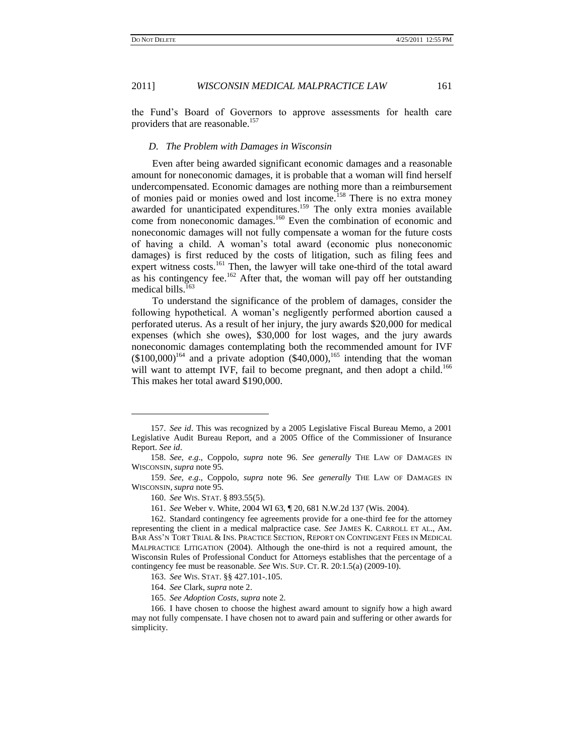the Fund's Board of Governors to approve assessments for health care providers that are reasonable.[157]

### *D. The Problem with Damages in Wisconsin*

Even after being awarded significant economic damages and a reasonable amount for noneconomic damages, it is probable that a woman will find herself undercompensated. Economic damages are nothing more than a reimbursement of monies paid or monies owed and lost income.[158] There is no extra money awarded for unanticipated expenditures.[159] The only extra monies available come from noneconomic damages.[160] Even the combination of economic and noneconomic damages will not fully compensate a woman for the future costs of having a child. A woman's total award (economic plus noneconomic damages) is first reduced by the costs of litigation, such as filing fees and expert witness costs.[161] Then, the lawyer will take one-third of the total award as his contingency fee.[162] After that, the woman will pay off her outstanding medical bills.[163]

To understand the significance of the problem of damages, consider the following hypothetical. A woman's negligently performed abortion caused a perforated uterus. As a result of her injury, the jury awards $20,000 for medical expenses (which she owes), $30,000 for lost wages, and the jury awards noneconomic damages contemplating both the recommended amount for IVF ($100,000)[164] and a private adoption ($40,000),[165] intending that the woman will want to attempt IVF, fail to become pregnant, and then adopt a child.[166] This makes her total award $190,000.

---

157. *See id*. This was recognized by a 2005 Legislative Fiscal Bureau Memo, a 2001 Legislative Audit Bureau Report, and a 2005 Office of the Commissioner of Insurance Report. *See id*.

158. *See, e.g*., Coppolo, *supra* note 96. *See generally* THE LAW OF DAMAGES IN WISCONSIN, *supra* note 95.

159. *See, e.g*., Coppolo, *supra* note 96. *See generally* THE LAW OF DAMAGES IN WISCONSIN, *supra* note 95.

160. *See* WIS. STAT. § 893.55(5).

161. *See* Weber v. White, 2004 WI 63, ¶ 20, 681 N.W.2d 137 (Wis. 2004).

162. Standard contingency fee agreements provide for a one-third fee for the attorney representing the client in a medical malpractice case. *See* JAMES K. CARROLL ET AL., AM. BAR ASS'N TORT TRIAL & INS. PRACTICE SECTION, REPORT ON CONTINGENT FEES IN MEDICAL MALPRACTICE LITIGATION (2004). Although the one-third is not a required amount, the Wisconsin Rules of Professional Conduct for Attorneys establishes that the percentage of a contingency fee must be reasonable. *See* WIS. SUP. CT. R. 20:1.5(a) (2009-10).

163. *See* WIS. STAT. §§ 427.101-.105.

164. *See* Clark, *supra* note 2.

165. *See Adoption Costs*, *supra* note 2.

166. I have chosen to choose the highest award amount to signify how a high award may not fully compensate. I have chosen not to award pain and suffering or other awards for simplicity.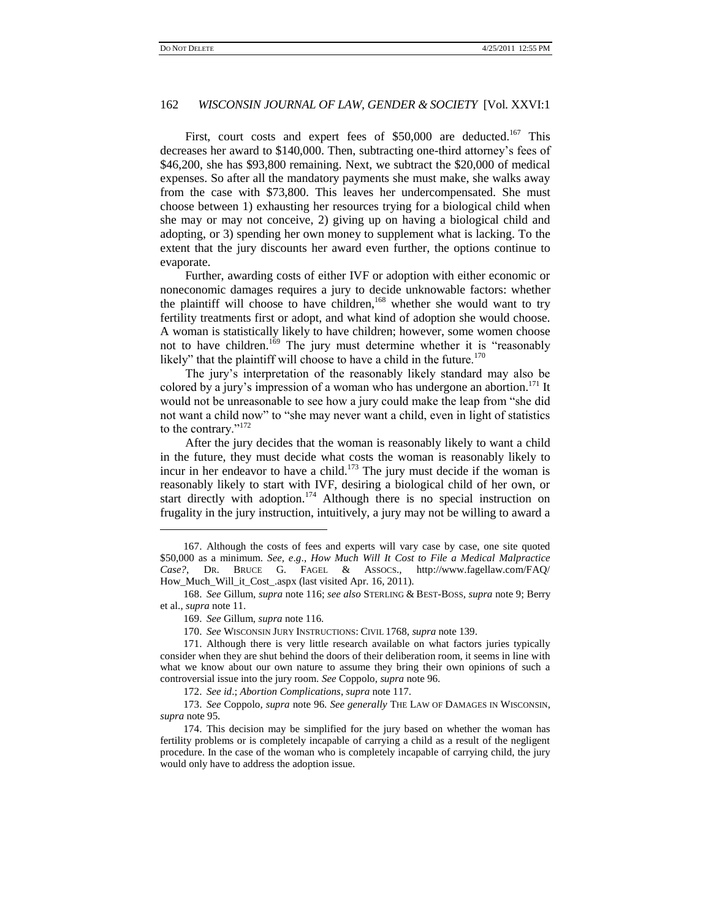First, court costs and expert fees of $50,000 are deducted.[167] This decreases her award to $140,000. Then, subtracting one-third attorney's fees of $46,200, she has $93,800 remaining. Next, we subtract the $20,000 of medical expenses. So after all the mandatory payments she must make, she walks away from the case with $73,800. This leaves her undercompensated. She must choose between 1) exhausting her resources trying for a biological child when she may or may not conceive, 2) giving up on having a biological child and adopting, or 3) spending her own money to supplement what is lacking. To the extent that the jury discounts her award even further, the options continue to evaporate.

Further, awarding costs of either IVF or adoption with either economic or noneconomic damages requires a jury to decide unknowable factors: whether the plaintiff will choose to have children,[168] whether she would want to try fertility treatments first or adopt, and what kind of adoption she would choose. A woman is statistically likely to have children; however, some women choose not to have children.[169] The jury must determine whether it is "reasonably likely" that the plaintiff will choose to have a child in the future.[170]

The jury's interpretation of the reasonably likely standard may also be colored by a jury's impression of a woman who has undergone an abortion.[171] It would not be unreasonable to see how a jury could make the leap from "she did not want a child now" to "she may never want a child, even in light of statistics to the contrary."[172]

After the jury decides that the woman is reasonably likely to want a child in the future, they must decide what costs the woman is reasonably likely to incur in her endeavor to have a child.[173] The jury must decide if the woman is reasonably likely to start with IVF, desiring a biological child of her own, or start directly with adoption.[174] Although there is no special instruction on frugality in the jury instruction, intuitively, a jury may not be willing to award a

---

167. Although the costs of fees and experts will vary case by case, one site quoted $50,000 as a minimum. *See, e.g.*, *How Much Will It Cost to File a Medical Malpractice Case?*, DR. BRUCE G. FAGEL & ASSOCS., http://www.fagellaw.com/FAQ/How_Much_Will_it_Cost_.aspx (last visited Apr. 16, 2011).

168. *See* Gillum, *supra* note 116; *see also* STERLING & BEST-BOSS, *supra* note 9; Berry et al., *supra* note 11.

169. *See* Gillum, *supra* note 116.

170. *See* WISCONSIN JURY INSTRUCTIONS: CIVIL 1768, *supra* note 139.

171. Although there is very little research available on what factors juries typically consider when they are shut behind the doors of their deliberation room, it seems in line with what we know about our own nature to assume they bring their own opinions of such a controversial issue into the jury room. *See* Coppolo, *supra* note 96.

172. *See id*.; *Abortion Complications*, *supra* note 117.

173. *See* Coppolo, *supra* note 96. *See generally* THE LAW OF DAMAGES IN WISCONSIN, *supra* note 95.

174. This decision may be simplified for the jury based on whether the woman has fertility problems or is completely incapable of carrying a child as a result of the negligent procedure. In the case of the woman who is completely incapable of carrying child, the jury would only have to address the adoption issue.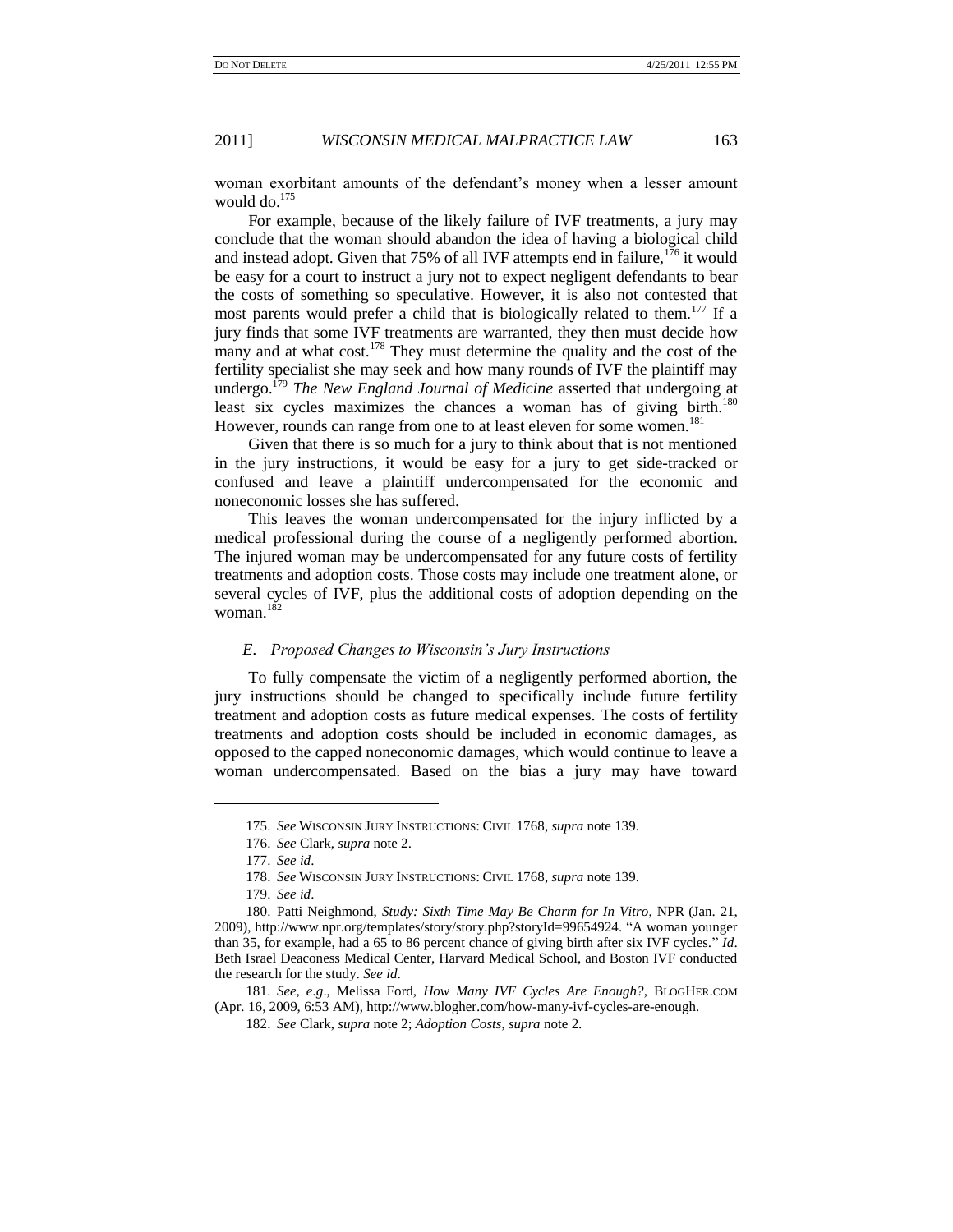woman exorbitant amounts of the defendant's money when a lesser amount would do.[175]

For example, because of the likely failure of IVF treatments, a jury may conclude that the woman should abandon the idea of having a biological child and instead adopt. Given that 75% of all IVF attempts end in failure,[176] it would be easy for a court to instruct a jury not to expect negligent defendants to bear the costs of something so speculative. However, it is also not contested that most parents would prefer a child that is biologically related to them.[177] If a jury finds that some IVF treatments are warranted, they then must decide how many and at what cost.[178] They must determine the quality and the cost of the fertility specialist she may seek and how many rounds of IVF the plaintiff may undergo.[179] *The New England Journal of Medicine* asserted that undergoing at least six cycles maximizes the chances a woman has of giving birth.[180] However, rounds can range from one to at least eleven for some women.[181]

Given that there is so much for a jury to think about that is not mentioned in the jury instructions, it would be easy for a jury to get side-tracked or confused and leave a plaintiff undercompensated for the economic and noneconomic losses she has suffered.

This leaves the woman undercompensated for the injury inflicted by a medical professional during the course of a negligently performed abortion. The injured woman may be undercompensated for any future costs of fertility treatments and adoption costs. Those costs may include one treatment alone, or several cycles of IVF, plus the additional costs of adoption depending on the woman.[182]

### *E. Proposed Changes to Wisconsin's Jury Instructions*

To fully compensate the victim of a negligently performed abortion, the jury instructions should be changed to specifically include future fertility treatment and adoption costs as future medical expenses. The costs of fertility treatments and adoption costs should be included in economic damages, as opposed to the capped noneconomic damages, which would continue to leave a woman undercompensated. Based on the bias a jury may have toward

---

175. *See* WISCONSIN JURY INSTRUCTIONS: CIVIL 1768, *supra* note 139.

176. *See* Clark, *supra* note 2.

177. *See id*.

178. *See* WISCONSIN JURY INSTRUCTIONS: CIVIL 1768, *supra* note 139.

179. *See id*.

180. Patti Neighmond, *Study: Sixth Time May Be Charm for In Vitro*, NPR (Jan. 21, 2009), http://www.npr.org/templates/story/story.php?storyId=99654924. "A woman younger than 35, for example, had a 65 to 86 percent chance of giving birth after six IVF cycles." *Id*. Beth Israel Deaconess Medical Center, Harvard Medical School, and Boston IVF conducted the research for the study. *See id*.

181. *See, e.g*., Melissa Ford, *How Many IVF Cycles Are Enough?*, BLOGHER.COM (Apr. 16, 2009, 6:53 AM), http://www.blogher.com/how-many-ivf-cycles-are-enough.

182. *See* Clark, *supra* note 2; *Adoption Costs*, *supra* note 2.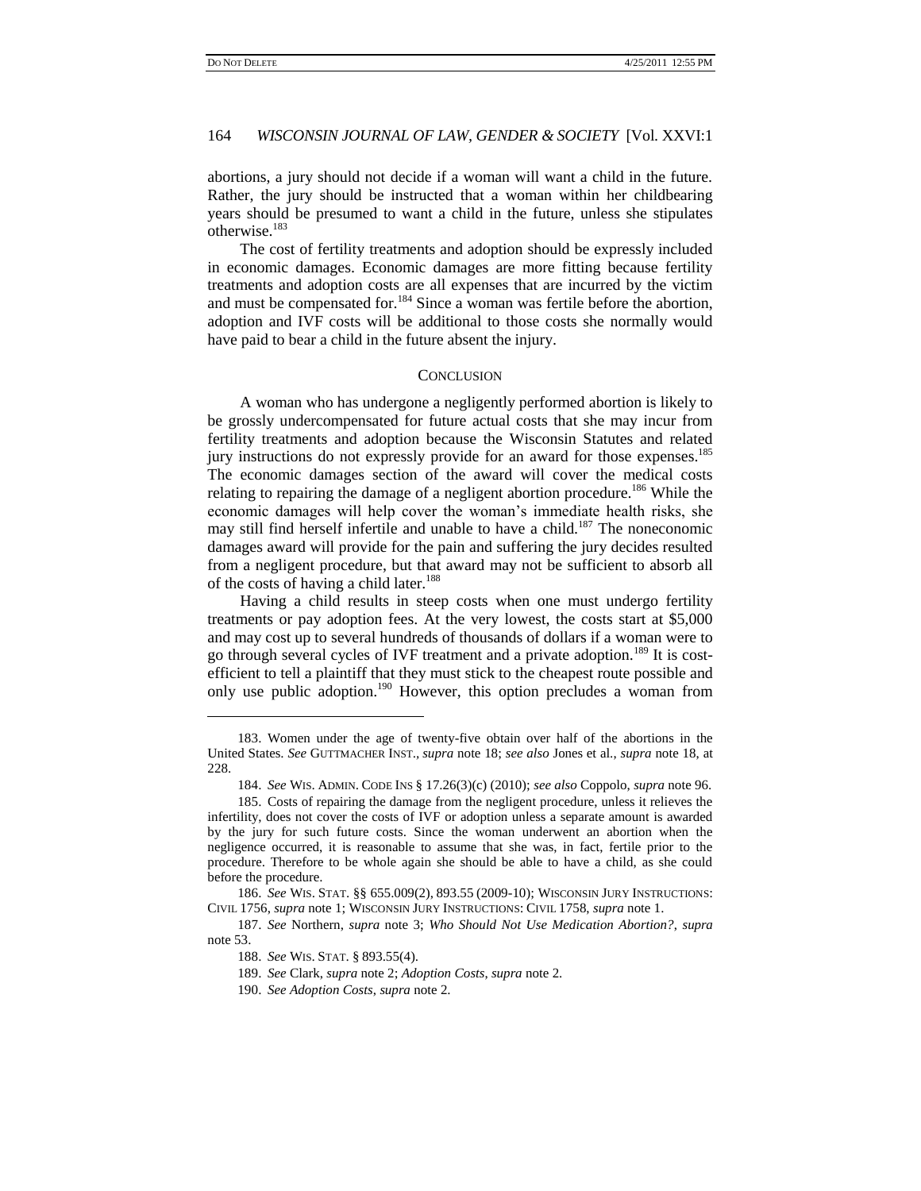abortions, a jury should not decide if a woman will want a child in the future. Rather, the jury should be instructed that a woman within her childbearing years should be presumed to want a child in the future, unless she stipulates otherwise.[183]

The cost of fertility treatments and adoption should be expressly included in economic damages. Economic damages are more fitting because fertility treatments and adoption costs are all expenses that are incurred by the victim and must be compensated for.[184] Since a woman was fertile before the abortion, adoption and IVF costs will be additional to those costs she normally would have paid to bear a child in the future absent the injury.

## CONCLUSION

A woman who has undergone a negligently performed abortion is likely to be grossly undercompensated for future actual costs that she may incur from fertility treatments and adoption because the Wisconsin Statutes and related jury instructions do not expressly provide for an award for those expenses.[185] The economic damages section of the award will cover the medical costs relating to repairing the damage of a negligent abortion procedure.[186] While the economic damages will help cover the woman's immediate health risks, she may still find herself infertile and unable to have a child.[187] The noneconomic damages award will provide for the pain and suffering the jury decides resulted from a negligent procedure, but that award may not be sufficient to absorb all of the costs of having a child later.[188]

Having a child results in steep costs when one must undergo fertility treatments or pay adoption fees. At the very lowest, the costs start at $5,000 and may cost up to several hundreds of thousands of dollars if a woman were to go through several cycles of IVF treatment and a private adoption.[189] It is cost-efficient to tell a plaintiff that they must stick to the cheapest route possible and only use public adoption.[190] However, this option precludes a woman from

---

183. Women under the age of twenty-five obtain over half of the abortions in the United States. *See* GUTTMACHER INST., *supra* note 18; *see also* Jones et al., *supra* note 18, at 228.

184. *See* WIS. ADMIN. CODE INS § 17.26(3)(c) (2010); *see also* Coppolo, *supra* note 96.

185. Costs of repairing the damage from the negligent procedure, unless it relieves the infertility, does not cover the costs of IVF or adoption unless a separate amount is awarded by the jury for such future costs. Since the woman underwent an abortion when the negligence occurred, it is reasonable to assume that she was, in fact, fertile prior to the procedure. Therefore to be whole again she should be able to have a child, as she could before the procedure.

186. *See* WIS. STAT. §§ 655.009(2), 893.55 (2009-10); WISCONSIN JURY INSTRUCTIONS: CIVIL 1756, *supra* note 1; WISCONSIN JURY INSTRUCTIONS: CIVIL 1758, *supra* note 1.

187. *See* Northern, *supra* note 3; *Who Should Not Use Medication Abortion?*, *supra* note 53.

188. *See* WIS. STAT. § 893.55(4).

189. *See* Clark, *supra* note 2; *Adoption Costs*, *supra* note 2.

190. *See Adoption Costs*, *supra* note 2.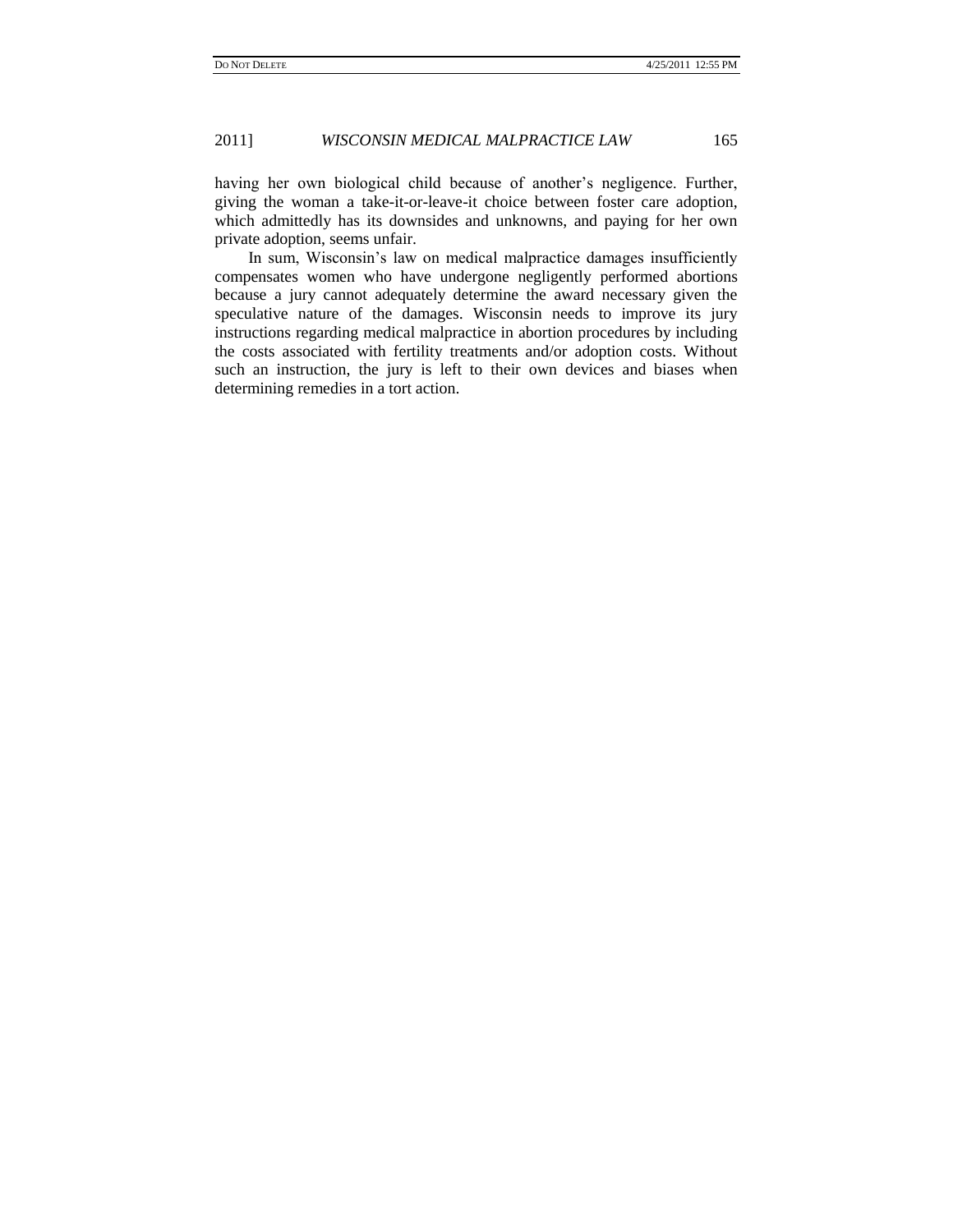having her own biological child because of another's negligence. Further, giving the woman a take-it-or-leave-it choice between foster care adoption, which admittedly has its downsides and unknowns, and paying for her own private adoption, seems unfair.

In sum, Wisconsin's law on medical malpractice damages insufficiently compensates women who have undergone negligently performed abortions because a jury cannot adequately determine the award necessary given the speculative nature of the damages. Wisconsin needs to improve its jury instructions regarding medical malpractice in abortion procedures by including the costs associated with fertility treatments and/or adoption costs. Without such an instruction, the jury is left to their own devices and biases when determining remedies in a tort action.